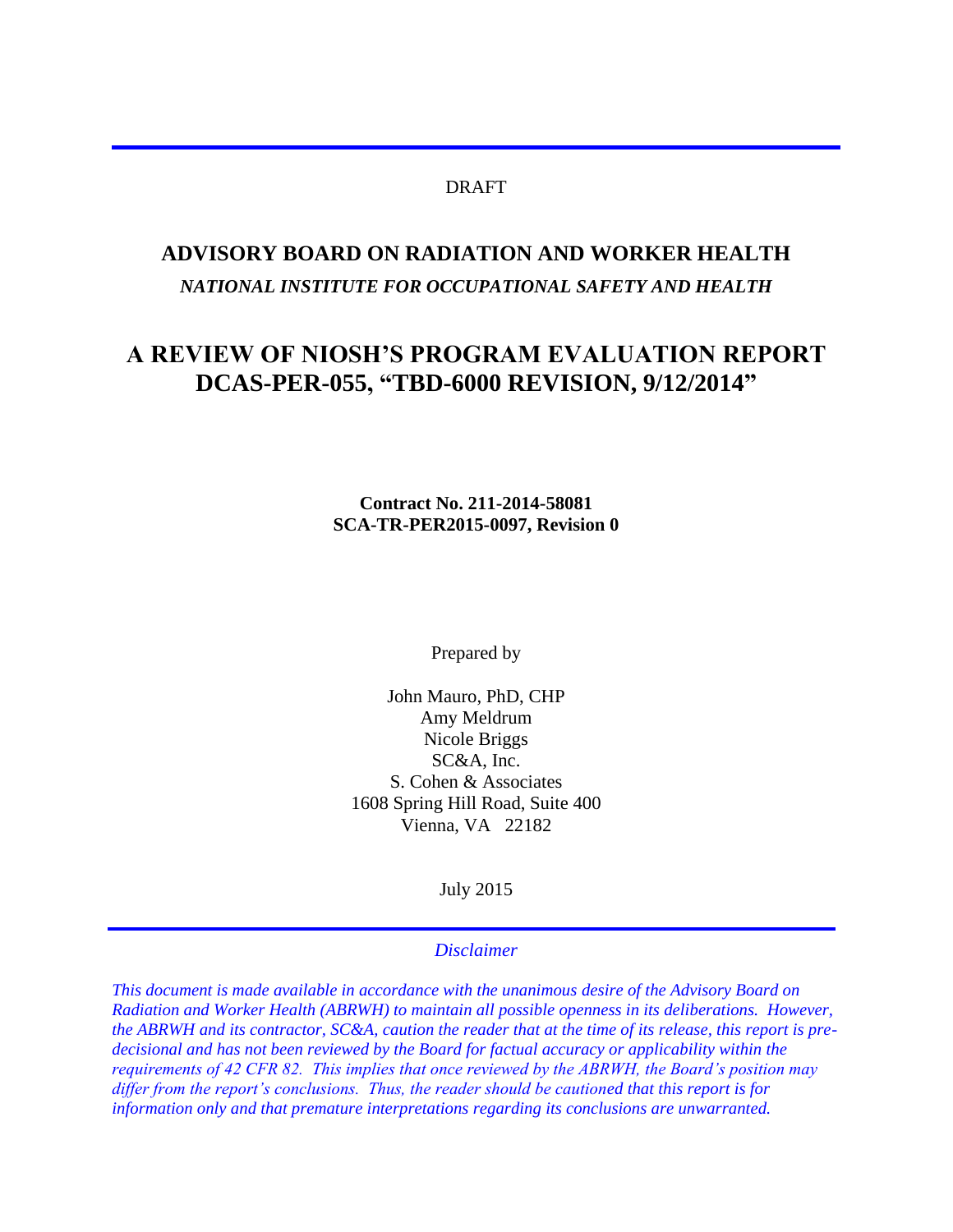DRAFT

# ADVISORY BOARD ON RADIATION AND WORKER HEALTH

***NATIONAL INSTITUTE FOR OCCUPATIONAL SAFETY AND HEALTH***

# A REVIEW OF NIOSH'S PROGRAM EVALUATION REPORT DCAS-PER-055, "TBD-6000 REVISION, 9/12/2014"

**Contract No. 211-2014-58081**
**SCA-TR-PER2015-0097, Revision 0**

Prepared by

John Mauro, PhD, CHP
Amy Meldrum
Nicole Briggs
SC&A, Inc.
S. Cohen & Associates
1608 Spring Hill Road, Suite 400
Vienna, VA 22182

July 2015

*Disclaimer*

*This document is made available in accordance with the unanimous desire of the Advisory Board on Radiation and Worker Health (ABRWH) to maintain all possible openness in its deliberations. However, the ABRWH and its contractor, SC&A, caution the reader that at the time of its release, this report is pre-decisional and has not been reviewed by the Board for factual accuracy or applicability within the requirements of 42 CFR 82. This implies that once reviewed by the ABRWH, the Board's position may differ from the report's conclusions. Thus, the reader should be cautioned that this report is for information only and that premature interpretations regarding its conclusions are unwarranted.*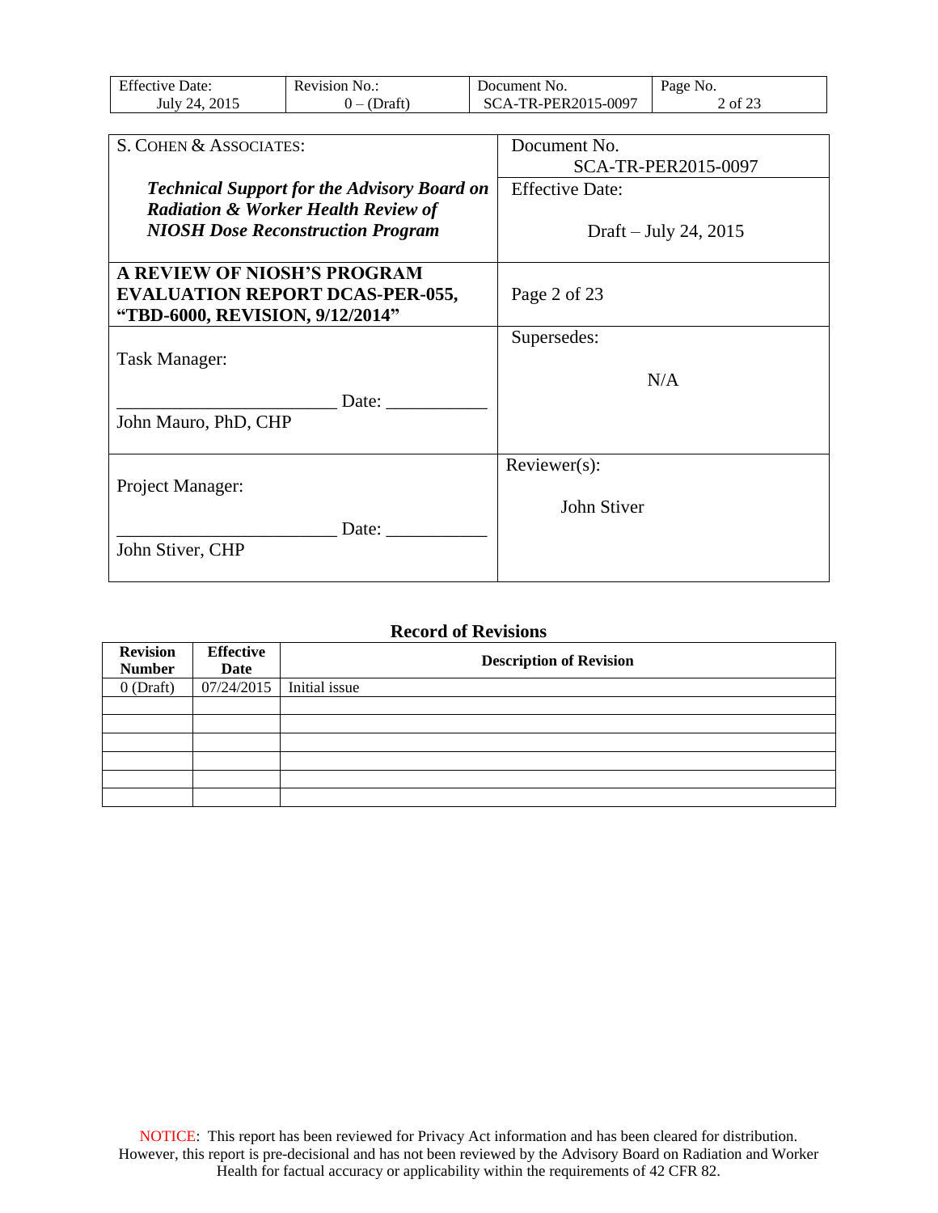| S. COHEN & ASSOCIATES: *Technical Support for the Advisory Board on Radiation & Worker Health Review of NIOSH Dose Reconstruction Program* | Document No. SCA-TR-PER2015-0097 |
| --- | --- |
| | Effective Date: Draft – July 24, 2015 |
| **A REVIEW OF NIOSH'S PROGRAM EVALUATION REPORT DCAS-PER-055, "TBD-6000, REVISION, 9/12/2014"** | Page 2 of 23 |
| Task Manager: ________________________ Date: ___________ John Mauro, PhD, CHP | Supersedes: N/A |
| Project Manager: ________________________ Date: ___________ John Stiver, CHP | Reviewer(s): John Stiver |

**Record of Revisions**

| Revision Number | Effective Date | Description of Revision |
| --- | --- | --- |
| 0 (Draft) | 07/24/2015 | Initial issue |
| | | |
| | | |
| | | |
| | | |
| | | |
| | | |

NOTICE: This report has been reviewed for Privacy Act information and has been cleared for distribution. However, this report is pre-decisional and has not been reviewed by the Advisory Board on Radiation and Worker Health for factual accuracy or applicability within the requirements of 42 CFR 82.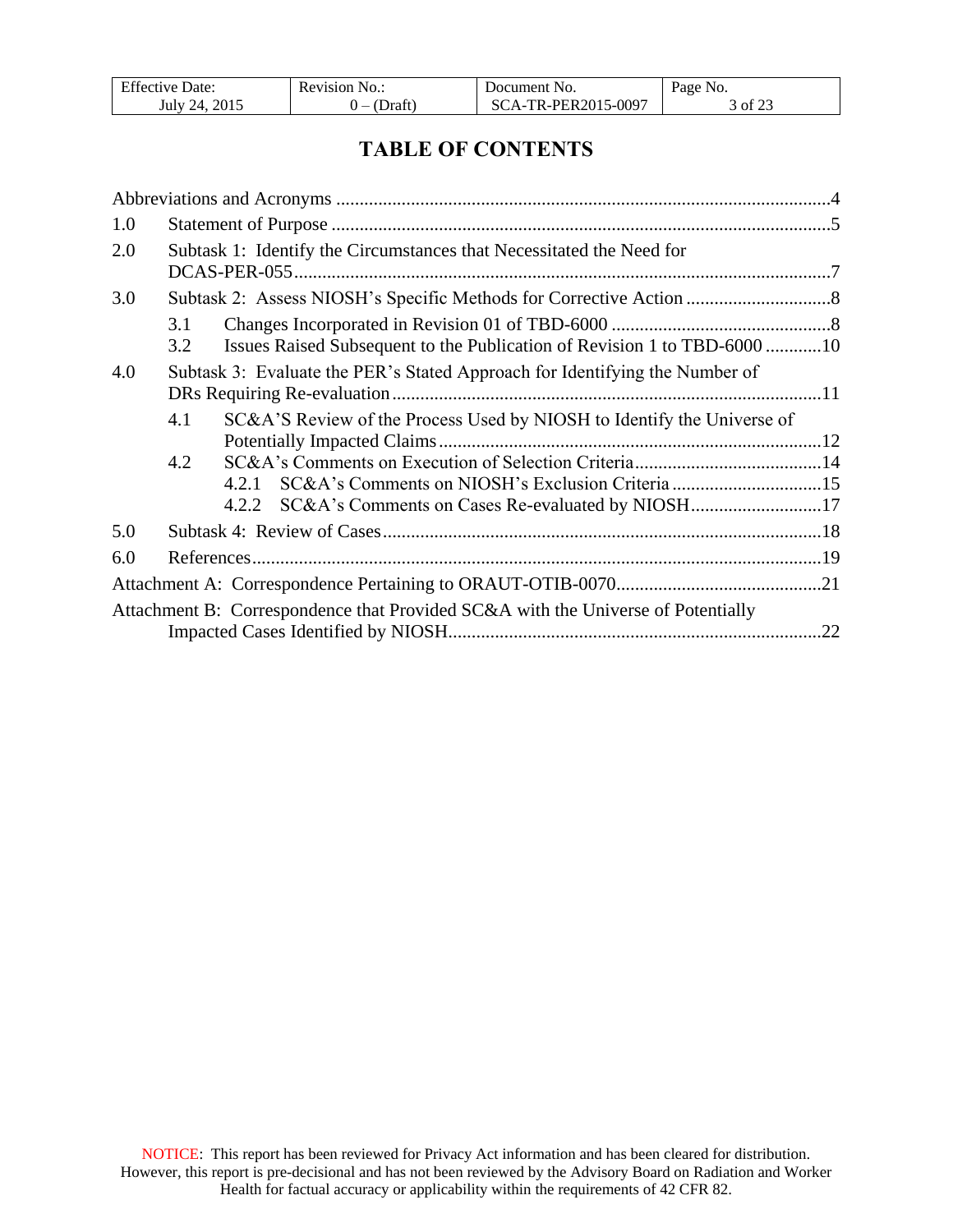# TABLE OF CONTENTS

Abbreviations and Acronyms ....................................................................................................4

1.0 Statement of Purpose ....................................................................................................5

2.0 Subtask 1: Identify the Circumstances that Necessitated the Need for DCAS-PER-055 ....................................................................................................7

3.0 Subtask 2: Assess NIOSH's Specific Methods for Corrective Action ..............................8

- 3.1 Changes Incorporated in Revision 01 of TBD-6000 ..............................................8
- 3.2 Issues Raised Subsequent to the Publication of Revision 1 to TBD-6000 ............10

4.0 Subtask 3: Evaluate the PER's Stated Approach for Identifying the Number of DRs Requiring Re-evaluation ....................................................................................................11

- 4.1 SC&A'S Review of the Process Used by NIOSH to Identify the Universe of Potentially Impacted Claims ..................................................................................................12
- 4.2 SC&A's Comments on Execution of Selection Criteria........................................14
  - 4.2.1 SC&A's Comments on NIOSH's Exclusion Criteria ................................15
  - 4.2.2 SC&A's Comments on Cases Re-evaluated by NIOSH............................17

5.0 Subtask 4: Review of Cases....................................................................................................18

6.0 References....................................................................................................19

Attachment A: Correspondence Pertaining to ORAUT-OTIB-0070............................................21

Attachment B: Correspondence that Provided SC&A with the Universe of Potentially Impacted Cases Identified by NIOSH................................................................................22

NOTICE: This report has been reviewed for Privacy Act information and has been cleared for distribution. However, this report is pre-decisional and has not been reviewed by the Advisory Board on Radiation and Worker Health for factual accuracy or applicability within the requirements of 42 CFR 82.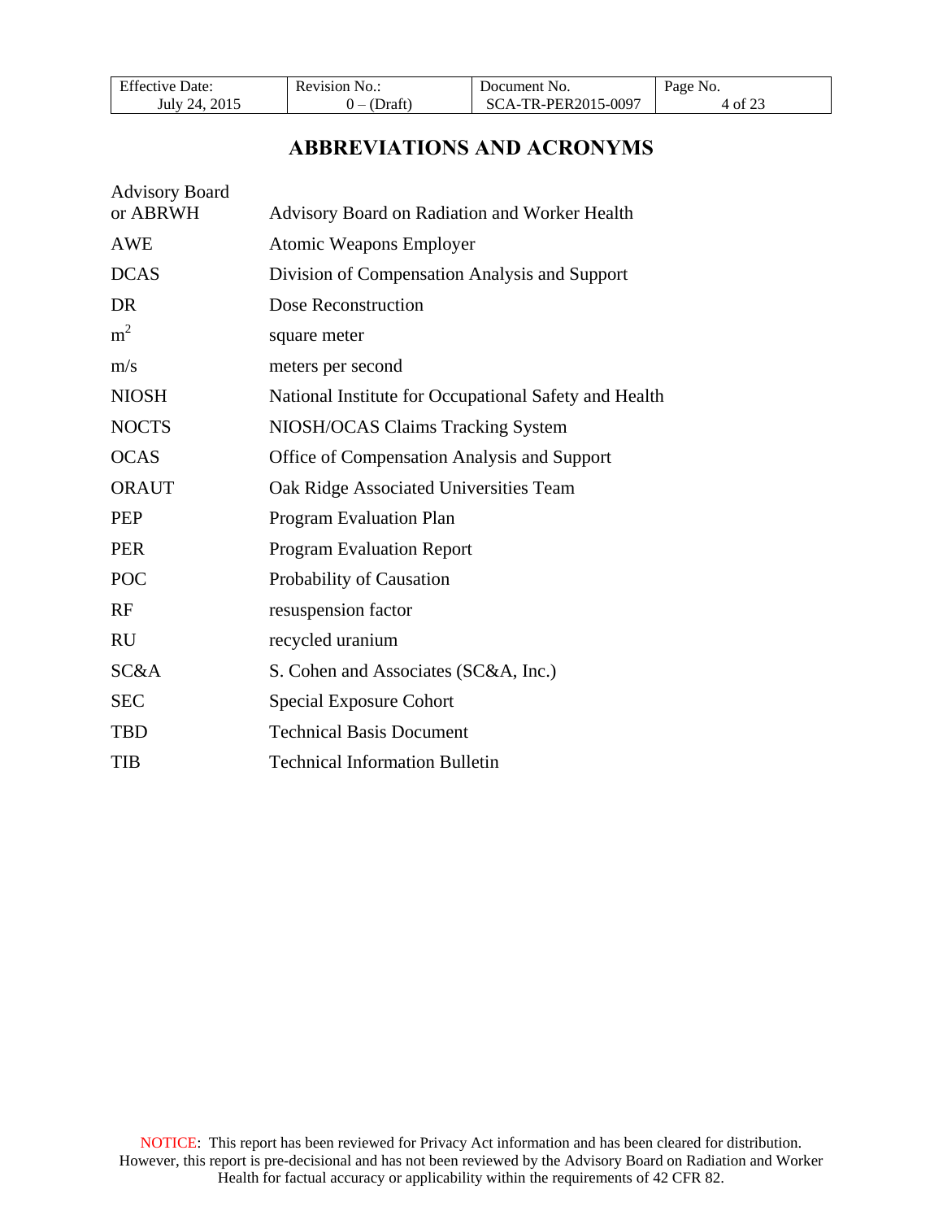# ABBREVIATIONS AND ACRONYMS

| | |
|---|---|
| Advisory Board or ABRWH | Advisory Board on Radiation and Worker Health |
| AWE | Atomic Weapons Employer |
| DCAS | Division of Compensation Analysis and Support |
| DR | Dose Reconstruction |
| $m^2$ | square meter |
| m/s | meters per second |
| NIOSH | National Institute for Occupational Safety and Health |
| NOCTS | NIOSH/OCAS Claims Tracking System |
| OCAS | Office of Compensation Analysis and Support |
| ORAUT | Oak Ridge Associated Universities Team |
| PEP | Program Evaluation Plan |
| PER | Program Evaluation Report |
| POC | Probability of Causation |
| RF | resuspension factor |
| RU | recycled uranium |
| SC&A | S. Cohen and Associates (SC&A, Inc.) |
| SEC | Special Exposure Cohort |
| TBD | Technical Basis Document |
| TIB | Technical Information Bulletin |

NOTICE: This report has been reviewed for Privacy Act information and has been cleared for distribution. However, this report is pre-decisional and has not been reviewed by the Advisory Board on Radiation and Worker Health for factual accuracy or applicability within the requirements of 42 CFR 82.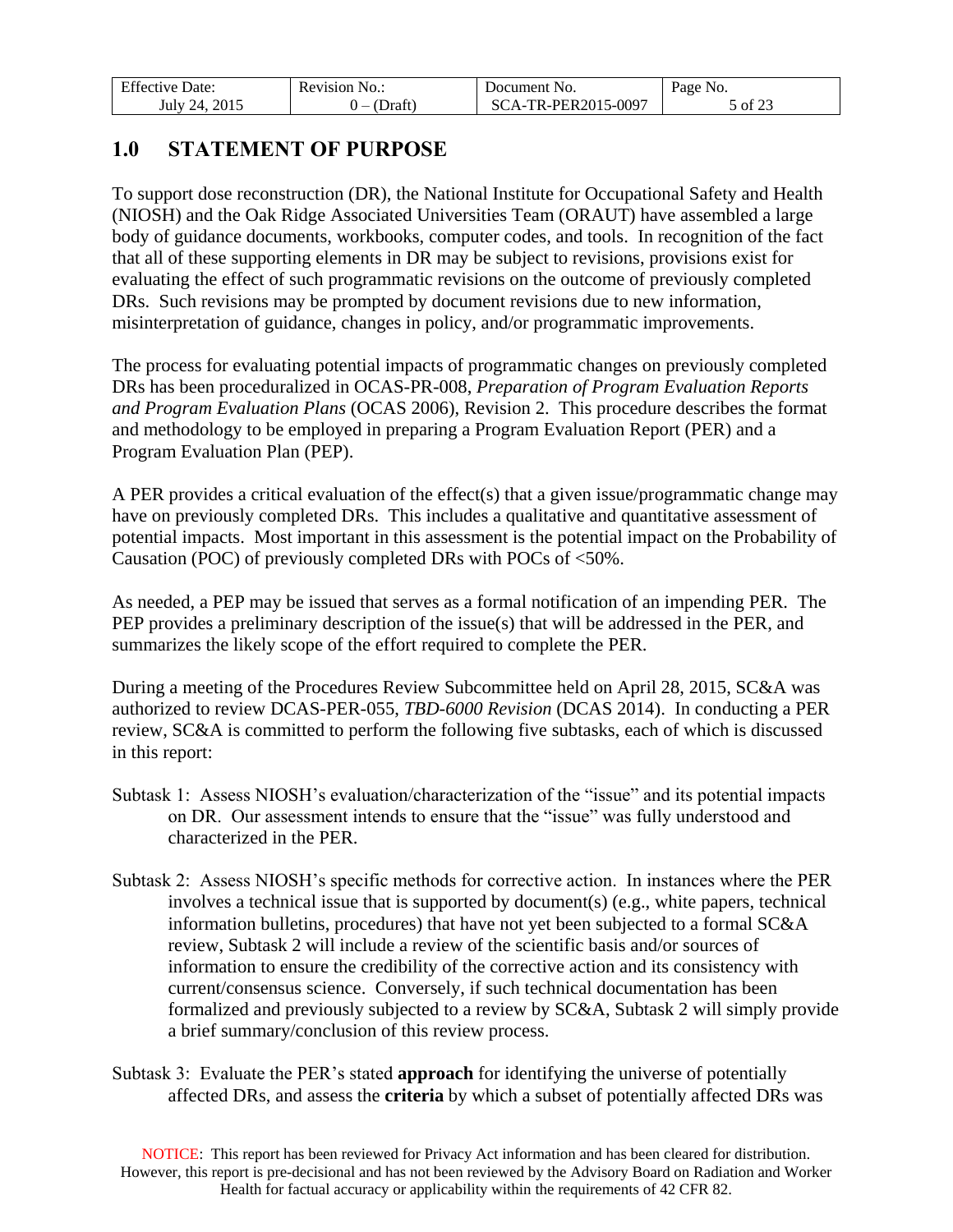## 1.0 STATEMENT OF PURPOSE

To support dose reconstruction (DR), the National Institute for Occupational Safety and Health (NIOSH) and the Oak Ridge Associated Universities Team (ORAUT) have assembled a large body of guidance documents, workbooks, computer codes, and tools. In recognition of the fact that all of these supporting elements in DR may be subject to revisions, provisions exist for evaluating the effect of such programmatic revisions on the outcome of previously completed DRs. Such revisions may be prompted by document revisions due to new information, misinterpretation of guidance, changes in policy, and/or programmatic improvements.

The process for evaluating potential impacts of programmatic changes on previously completed DRs has been proceduralized in OCAS-PR-008, *Preparation of Program Evaluation Reports and Program Evaluation Plans* (OCAS 2006), Revision 2. This procedure describes the format and methodology to be employed in preparing a Program Evaluation Report (PER) and a Program Evaluation Plan (PEP).

A PER provides a critical evaluation of the effect(s) that a given issue/programmatic change may have on previously completed DRs. This includes a qualitative and quantitative assessment of potential impacts. Most important in this assessment is the potential impact on the Probability of Causation (POC) of previously completed DRs with POCs of <50%.

As needed, a PEP may be issued that serves as a formal notification of an impending PER. The PEP provides a preliminary description of the issue(s) that will be addressed in the PER, and summarizes the likely scope of the effort required to complete the PER.

During a meeting of the Procedures Review Subcommittee held on April 28, 2015, SC&A was authorized to review DCAS-PER-055, *TBD-6000 Revision* (DCAS 2014). In conducting a PER review, SC&A is committed to perform the following five subtasks, each of which is discussed in this report:

Subtask 1: Assess NIOSH's evaluation/characterization of the "issue" and its potential impacts on DR. Our assessment intends to ensure that the "issue" was fully understood and characterized in the PER.

Subtask 2: Assess NIOSH's specific methods for corrective action. In instances where the PER involves a technical issue that is supported by document(s) (e.g., white papers, technical information bulletins, procedures) that have not yet been subjected to a formal SC&A review, Subtask 2 will include a review of the scientific basis and/or sources of information to ensure the credibility of the corrective action and its consistency with current/consensus science. Conversely, if such technical documentation has been formalized and previously subjected to a review by SC&A, Subtask 2 will simply provide a brief summary/conclusion of this review process.

Subtask 3: Evaluate the PER's stated **approach** for identifying the universe of potentially affected DRs, and assess the **criteria** by which a subset of potentially affected DRs was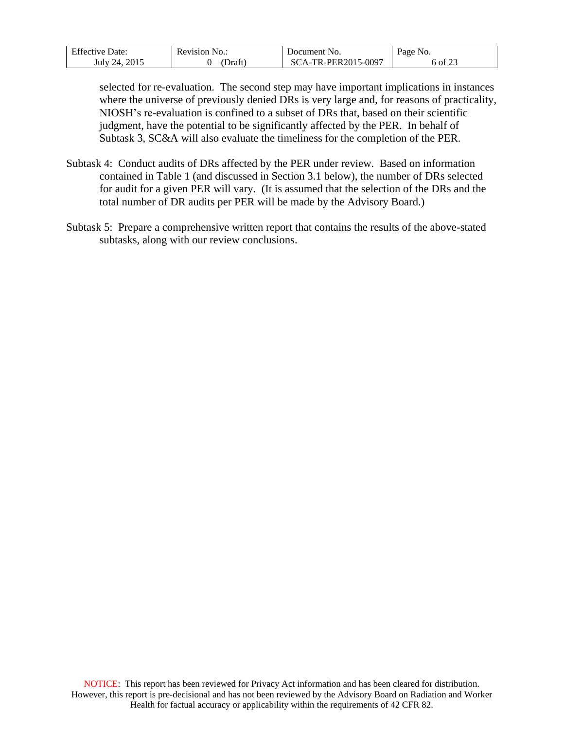selected for re-evaluation. The second step may have important implications in instances where the universe of previously denied DRs is very large and, for reasons of practicality, NIOSH's re-evaluation is confined to a subset of DRs that, based on their scientific judgment, have the potential to be significantly affected by the PER. In behalf of Subtask 3, SC&A will also evaluate the timeliness for the completion of the PER.

Subtask 4: Conduct audits of DRs affected by the PER under review. Based on information contained in Table 1 (and discussed in Section 3.1 below), the number of DRs selected for audit for a given PER will vary. (It is assumed that the selection of the DRs and the total number of DR audits per PER will be made by the Advisory Board.)

Subtask 5: Prepare a comprehensive written report that contains the results of the above-stated subtasks, along with our review conclusions.

NOTICE: This report has been reviewed for Privacy Act information and has been cleared for distribution. However, this report is pre-decisional and has not been reviewed by the Advisory Board on Radiation and Worker Health for factual accuracy or applicability within the requirements of 42 CFR 82.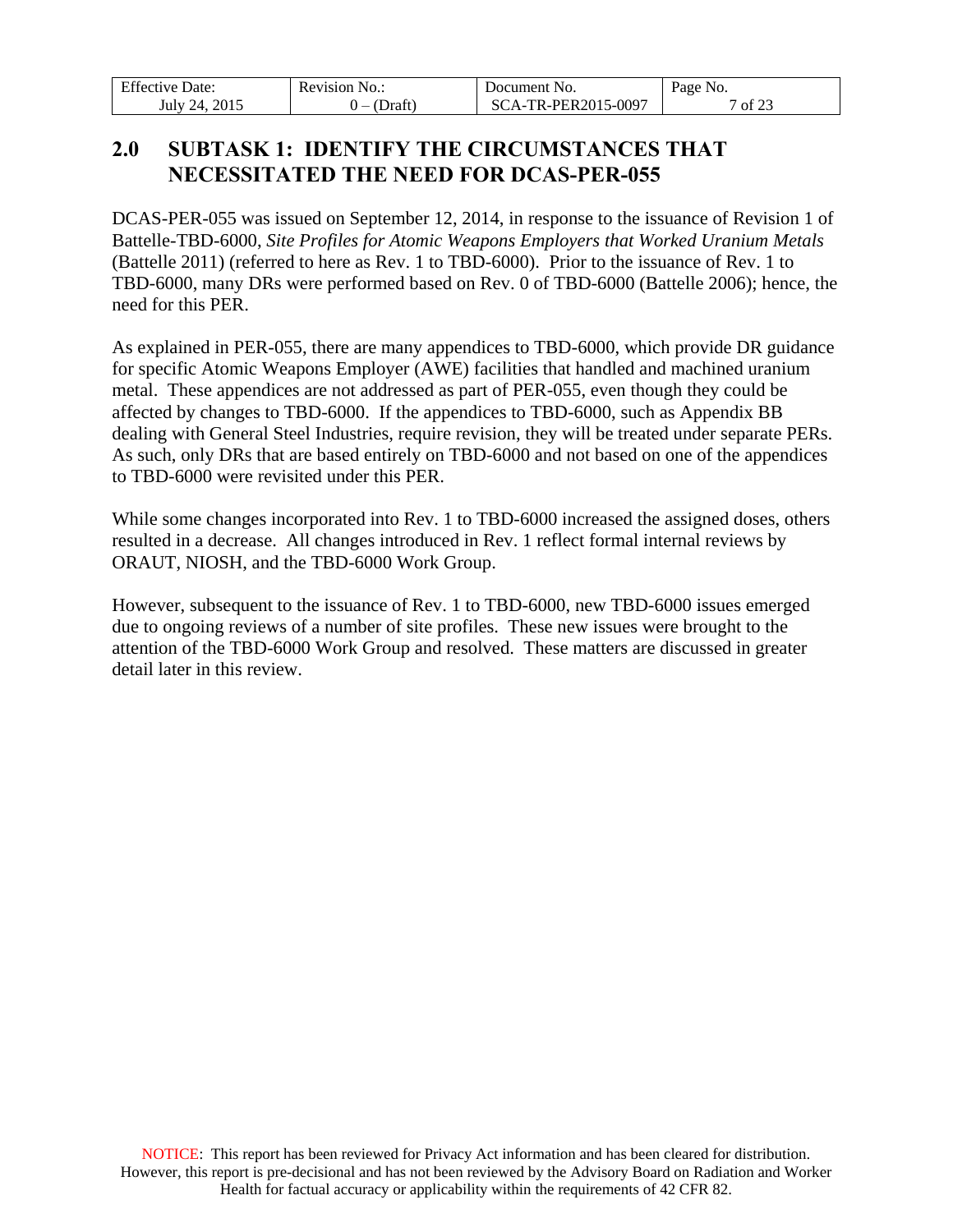## 2.0 SUBTASK 1: IDENTIFY THE CIRCUMSTANCES THAT NECESSITATED THE NEED FOR DCAS-PER-055

DCAS-PER-055 was issued on September 12, 2014, in response to the issuance of Revision 1 of Battelle-TBD-6000, *Site Profiles for Atomic Weapons Employers that Worked Uranium Metals* (Battelle 2011) (referred to here as Rev. 1 to TBD-6000). Prior to the issuance of Rev. 1 to TBD-6000, many DRs were performed based on Rev. 0 of TBD-6000 (Battelle 2006); hence, the need for this PER.

As explained in PER-055, there are many appendices to TBD-6000, which provide DR guidance for specific Atomic Weapons Employer (AWE) facilities that handled and machined uranium metal. These appendices are not addressed as part of PER-055, even though they could be affected by changes to TBD-6000. If the appendices to TBD-6000, such as Appendix BB dealing with General Steel Industries, require revision, they will be treated under separate PERs. As such, only DRs that are based entirely on TBD-6000 and not based on one of the appendices to TBD-6000 were revisited under this PER.

While some changes incorporated into Rev. 1 to TBD-6000 increased the assigned doses, others resulted in a decrease. All changes introduced in Rev. 1 reflect formal internal reviews by ORAUT, NIOSH, and the TBD-6000 Work Group.

However, subsequent to the issuance of Rev. 1 to TBD-6000, new TBD-6000 issues emerged due to ongoing reviews of a number of site profiles. These new issues were brought to the attention of the TBD-6000 Work Group and resolved. These matters are discussed in greater detail later in this review.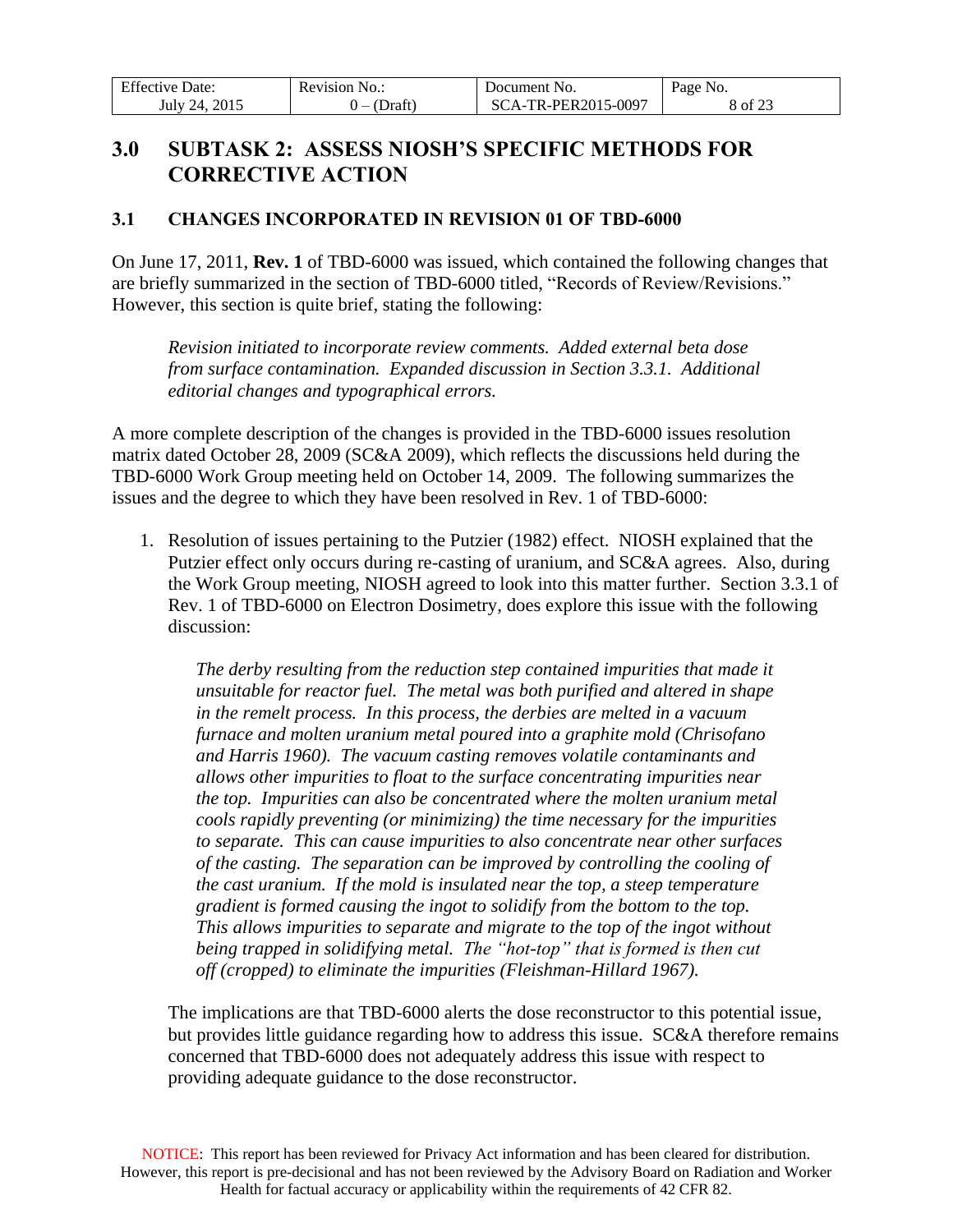## 3.0 SUBTASK 2: ASSESS NIOSH'S SPECIFIC METHODS FOR CORRECTIVE ACTION

### 3.1 CHANGES INCORPORATED IN REVISION 01 OF TBD-6000

On June 17, 2011, **Rev. 1** of TBD-6000 was issued, which contained the following changes that are briefly summarized in the section of TBD-6000 titled, "Records of Review/Revisions." However, this section is quite brief, stating the following:

> *Revision initiated to incorporate review comments. Added external beta dose from surface contamination. Expanded discussion in Section 3.3.1. Additional editorial changes and typographical errors.*

A more complete description of the changes is provided in the TBD-6000 issues resolution matrix dated October 28, 2009 (SC&A 2009), which reflects the discussions held during the TBD-6000 Work Group meeting held on October 14, 2009. The following summarizes the issues and the degree to which they have been resolved in Rev. 1 of TBD-6000:

1. Resolution of issues pertaining to the Putzier (1982) effect. NIOSH explained that the Putzier effect only occurs during re-casting of uranium, and SC&A agrees. Also, during the Work Group meeting, NIOSH agreed to look into this matter further. Section 3.3.1 of Rev. 1 of TBD-6000 on Electron Dosimetry, does explore this issue with the following discussion:

   > *The derby resulting from the reduction step contained impurities that made it unsuitable for reactor fuel. The metal was both purified and altered in shape in the remelt process. In this process, the derbies are melted in a vacuum furnace and molten uranium metal poured into a graphite mold (Chrisofano and Harris 1960). The vacuum casting removes volatile contaminants and allows other impurities to float to the surface concentrating impurities near the top. Impurities can also be concentrated where the molten uranium metal cools rapidly preventing (or minimizing) the time necessary for the impurities to separate. This can cause impurities to also concentrate near other surfaces of the casting. The separation can be improved by controlling the cooling of the cast uranium. If the mold is insulated near the top, a steep temperature gradient is formed causing the ingot to solidify from the bottom to the top. This allows impurities to separate and migrate to the top of the ingot without being trapped in solidifying metal. The "hot-top" that is formed is then cut off (cropped) to eliminate the impurities (Fleishman-Hillard 1967).*

   The implications are that TBD-6000 alerts the dose reconstructor to this potential issue, but provides little guidance regarding how to address this issue. SC&A therefore remains concerned that TBD-6000 does not adequately address this issue with respect to providing adequate guidance to the dose reconstructor.

NOTICE: This report has been reviewed for Privacy Act information and has been cleared for distribution. However, this report is pre-decisional and has not been reviewed by the Advisory Board on Radiation and Worker Health for factual accuracy or applicability within the requirements of 42 CFR 82.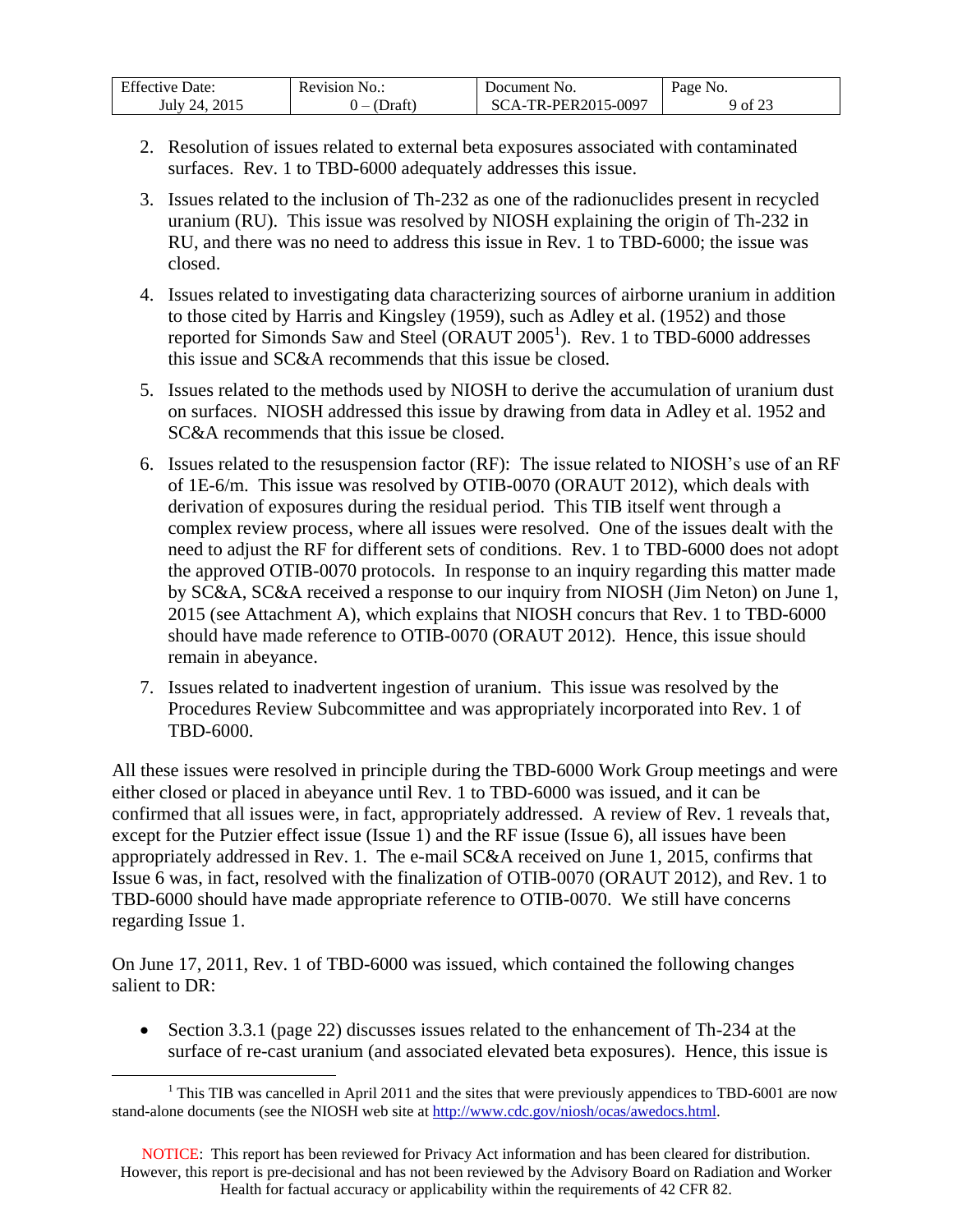2. Resolution of issues related to external beta exposures associated with contaminated surfaces. Rev. 1 to TBD-6000 adequately addresses this issue.

3. Issues related to the inclusion of Th-232 as one of the radionuclides present in recycled uranium (RU). This issue was resolved by NIOSH explaining the origin of Th-232 in RU, and there was no need to address this issue in Rev. 1 to TBD-6000; the issue was closed.

4. Issues related to investigating data characterizing sources of airborne uranium in addition to those cited by Harris and Kingsley (1959), such as Adley et al. (1952) and those reported for Simonds Saw and Steel (ORAUT 2005[1]). Rev. 1 to TBD-6000 addresses this issue and SC&A recommends that this issue be closed.

5. Issues related to the methods used by NIOSH to derive the accumulation of uranium dust on surfaces. NIOSH addressed this issue by drawing from data in Adley et al. 1952 and SC&A recommends that this issue be closed.

6. Issues related to the resuspension factor (RF): The issue related to NIOSH's use of an RF of 1E-6/m. This issue was resolved by OTIB-0070 (ORAUT 2012), which deals with derivation of exposures during the residual period. This TIB itself went through a complex review process, where all issues were resolved. One of the issues dealt with the need to adjust the RF for different sets of conditions. Rev. 1 to TBD-6000 does not adopt the approved OTIB-0070 protocols. In response to an inquiry regarding this matter made by SC&A, SC&A received a response to our inquiry from NIOSH (Jim Neton) on June 1, 2015 (see Attachment A), which explains that NIOSH concurs that Rev. 1 to TBD-6000 should have made reference to OTIB-0070 (ORAUT 2012). Hence, this issue should remain in abeyance.

7. Issues related to inadvertent ingestion of uranium. This issue was resolved by the Procedures Review Subcommittee and was appropriately incorporated into Rev. 1 of TBD-6000.

All these issues were resolved in principle during the TBD-6000 Work Group meetings and were either closed or placed in abeyance until Rev. 1 to TBD-6000 was issued, and it can be confirmed that all issues were, in fact, appropriately addressed. A review of Rev. 1 reveals that, except for the Putzier effect issue (Issue 1) and the RF issue (Issue 6), all issues have been appropriately addressed in Rev. 1. The e-mail SC&A received on June 1, 2015, confirms that Issue 6 was, in fact, resolved with the finalization of OTIB-0070 (ORAUT 2012), and Rev. 1 to TBD-6000 should have made appropriate reference to OTIB-0070. We still have concerns regarding Issue 1.

On June 17, 2011, Rev. 1 of TBD-6000 was issued, which contained the following changes salient to DR:

- Section 3.3.1 (page 22) discusses issues related to the enhancement of Th-234 at the surface of re-cast uranium (and associated elevated beta exposures). Hence, this issue is

[1] This TIB was cancelled in April 2011 and the sites that were previously appendices to TBD-6001 are now stand-alone documents (see the NIOSH web site at http://www.cdc.gov/niosh/ocas/awedocs.html.

NOTICE: This report has been reviewed for Privacy Act information and has been cleared for distribution. However, this report is pre-decisional and has not been reviewed by the Advisory Board on Radiation and Worker Health for factual accuracy or applicability within the requirements of 42 CFR 82.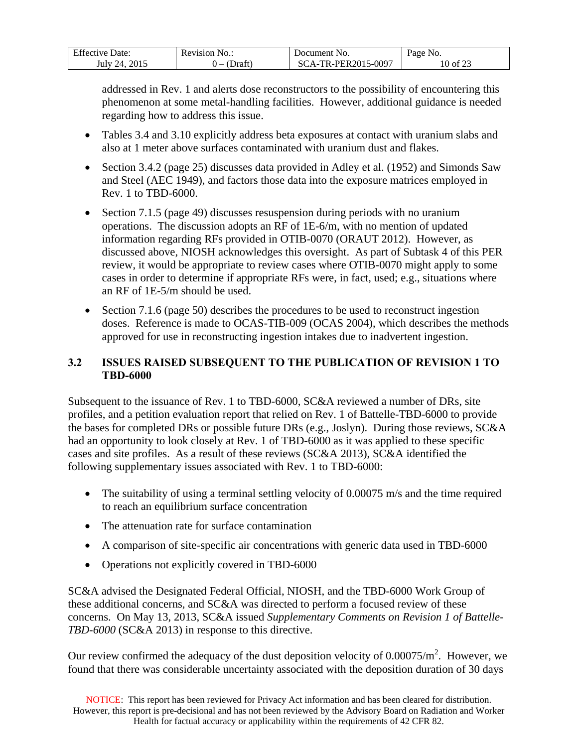addressed in Rev. 1 and alerts dose reconstructors to the possibility of encountering this phenomenon at some metal-handling facilities. However, additional guidance is needed regarding how to address this issue.

- Tables 3.4 and 3.10 explicitly address beta exposures at contact with uranium slabs and also at 1 meter above surfaces contaminated with uranium dust and flakes.
- Section 3.4.2 (page 25) discusses data provided in Adley et al. (1952) and Simonds Saw and Steel (AEC 1949), and factors those data into the exposure matrices employed in Rev. 1 to TBD-6000.
- Section 7.1.5 (page 49) discusses resuspension during periods with no uranium operations. The discussion adopts an RF of 1E-6/m, with no mention of updated information regarding RFs provided in OTIB-0070 (ORAUT 2012). However, as discussed above, NIOSH acknowledges this oversight. As part of Subtask 4 of this PER review, it would be appropriate to review cases where OTIB-0070 might apply to some cases in order to determine if appropriate RFs were, in fact, used; e.g., situations where an RF of 1E-5/m should be used.
- Section 7.1.6 (page 50) describes the procedures to be used to reconstruct ingestion doses. Reference is made to OCAS-TIB-009 (OCAS 2004), which describes the methods approved for use in reconstructing ingestion intakes due to inadvertent ingestion.

## 3.2 ISSUES RAISED SUBSEQUENT TO THE PUBLICATION OF REVISION 1 TO TBD-6000

Subsequent to the issuance of Rev. 1 to TBD-6000, SC&A reviewed a number of DRs, site profiles, and a petition evaluation report that relied on Rev. 1 of Battelle-TBD-6000 to provide the bases for completed DRs or possible future DRs (e.g., Joslyn). During those reviews, SC&A had an opportunity to look closely at Rev. 1 of TBD-6000 as it was applied to these specific cases and site profiles. As a result of these reviews (SC&A 2013), SC&A identified the following supplementary issues associated with Rev. 1 to TBD-6000:

- The suitability of using a terminal settling velocity of 0.00075 m/s and the time required to reach an equilibrium surface concentration
- The attenuation rate for surface contamination
- A comparison of site-specific air concentrations with generic data used in TBD-6000
- Operations not explicitly covered in TBD-6000

SC&A advised the Designated Federal Official, NIOSH, and the TBD-6000 Work Group of these additional concerns, and SC&A was directed to perform a focused review of these concerns. On May 13, 2013, SC&A issued *Supplementary Comments on Revision 1 of Battelle-TBD-6000* (SC&A 2013) in response to this directive.

Our review confirmed the adequacy of the dust deposition velocity of $0.00075/m^2$. However, we found that there was considerable uncertainty associated with the deposition duration of 30 days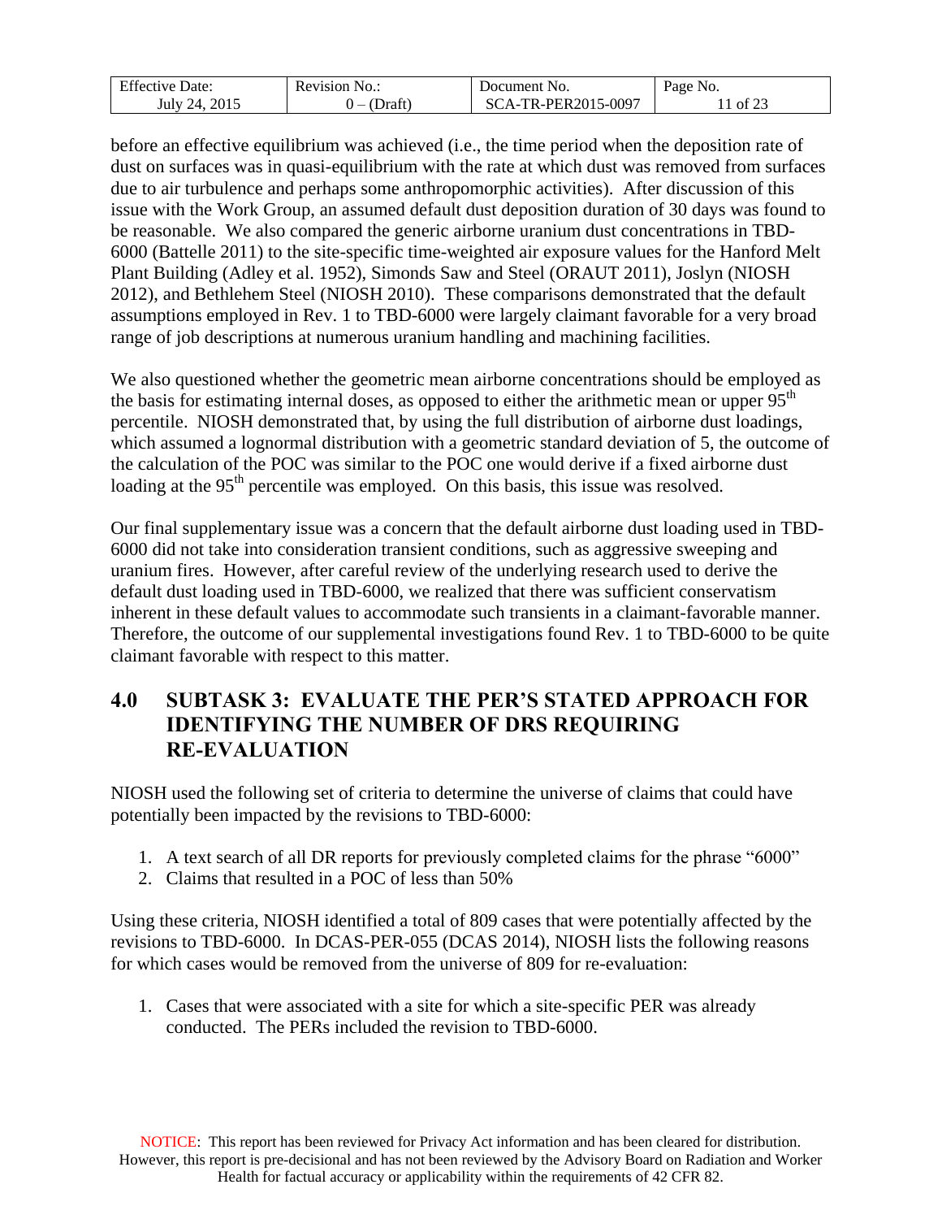before an effective equilibrium was achieved (i.e., the time period when the deposition rate of dust on surfaces was in quasi-equilibrium with the rate at which dust was removed from surfaces due to air turbulence and perhaps some anthropomorphic activities). After discussion of this issue with the Work Group, an assumed default dust deposition duration of 30 days was found to be reasonable. We also compared the generic airborne uranium dust concentrations in TBD-6000 (Battelle 2011) to the site-specific time-weighted air exposure values for the Hanford Melt Plant Building (Adley et al. 1952), Simonds Saw and Steel (ORAUT 2011), Joslyn (NIOSH 2012), and Bethlehem Steel (NIOSH 2010). These comparisons demonstrated that the default assumptions employed in Rev. 1 to TBD-6000 were largely claimant favorable for a very broad range of job descriptions at numerous uranium handling and machining facilities.

We also questioned whether the geometric mean airborne concentrations should be employed as the basis for estimating internal doses, as opposed to either the arithmetic mean or upper 95$^{th}$ percentile. NIOSH demonstrated that, by using the full distribution of airborne dust loadings, which assumed a lognormal distribution with a geometric standard deviation of 5, the outcome of the calculation of the POC was similar to the POC one would derive if a fixed airborne dust loading at the 95$^{th}$ percentile was employed. On this basis, this issue was resolved.

Our final supplementary issue was a concern that the default airborne dust loading used in TBD-6000 did not take into consideration transient conditions, such as aggressive sweeping and uranium fires. However, after careful review of the underlying research used to derive the default dust loading used in TBD-6000, we realized that there was sufficient conservatism inherent in these default values to accommodate such transients in a claimant-favorable manner. Therefore, the outcome of our supplemental investigations found Rev. 1 to TBD-6000 to be quite claimant favorable with respect to this matter.

## 4.0 SUBTASK 3: EVALUATE THE PER'S STATED APPROACH FOR IDENTIFYING THE NUMBER OF DRS REQUIRING RE-EVALUATION

NIOSH used the following set of criteria to determine the universe of claims that could have potentially been impacted by the revisions to TBD-6000:

1. A text search of all DR reports for previously completed claims for the phrase "6000"
2. Claims that resulted in a POC of less than 50%

Using these criteria, NIOSH identified a total of 809 cases that were potentially affected by the revisions to TBD-6000. In DCAS-PER-055 (DCAS 2014), NIOSH lists the following reasons for which cases would be removed from the universe of 809 for re-evaluation:

1. Cases that were associated with a site for which a site-specific PER was already conducted. The PERs included the revision to TBD-6000.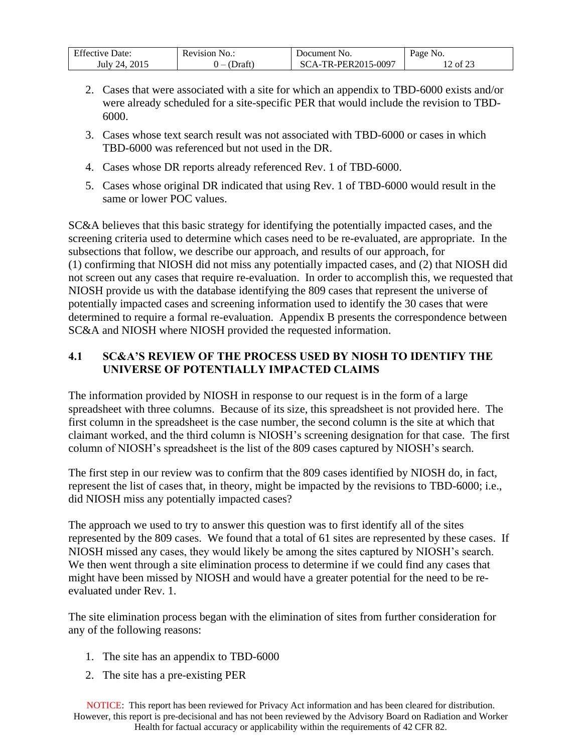2. Cases that were associated with a site for which an appendix to TBD-6000 exists and/or were already scheduled for a site-specific PER that would include the revision to TBD-6000.
3. Cases whose text search result was not associated with TBD-6000 or cases in which TBD-6000 was referenced but not used in the DR.
4. Cases whose DR reports already referenced Rev. 1 of TBD-6000.
5. Cases whose original DR indicated that using Rev. 1 of TBD-6000 would result in the same or lower POC values.

SC&A believes that this basic strategy for identifying the potentially impacted cases, and the screening criteria used to determine which cases need to be re-evaluated, are appropriate. In the subsections that follow, we describe our approach, and results of our approach, for (1) confirming that NIOSH did not miss any potentially impacted cases, and (2) that NIOSH did not screen out any cases that require re-evaluation. In order to accomplish this, we requested that NIOSH provide us with the database identifying the 809 cases that represent the universe of potentially impacted cases and screening information used to identify the 30 cases that were determined to require a formal re-evaluation. Appendix B presents the correspondence between SC&A and NIOSH where NIOSH provided the requested information.

## 4.1 SC&A'S REVIEW OF THE PROCESS USED BY NIOSH TO IDENTIFY THE UNIVERSE OF POTENTIALLY IMPACTED CLAIMS

The information provided by NIOSH in response to our request is in the form of a large spreadsheet with three columns. Because of its size, this spreadsheet is not provided here. The first column in the spreadsheet is the case number, the second column is the site at which that claimant worked, and the third column is NIOSH's screening designation for that case. The first column of NIOSH's spreadsheet is the list of the 809 cases captured by NIOSH's search.

The first step in our review was to confirm that the 809 cases identified by NIOSH do, in fact, represent the list of cases that, in theory, might be impacted by the revisions to TBD-6000; i.e., did NIOSH miss any potentially impacted cases?

The approach we used to try to answer this question was to first identify all of the sites represented by the 809 cases. We found that a total of 61 sites are represented by these cases. If NIOSH missed any cases, they would likely be among the sites captured by NIOSH's search. We then went through a site elimination process to determine if we could find any cases that might have been missed by NIOSH and would have a greater potential for the need to be re-evaluated under Rev. 1.

The site elimination process began with the elimination of sites from further consideration for any of the following reasons:

1. The site has an appendix to TBD-6000
2. The site has a pre-existing PER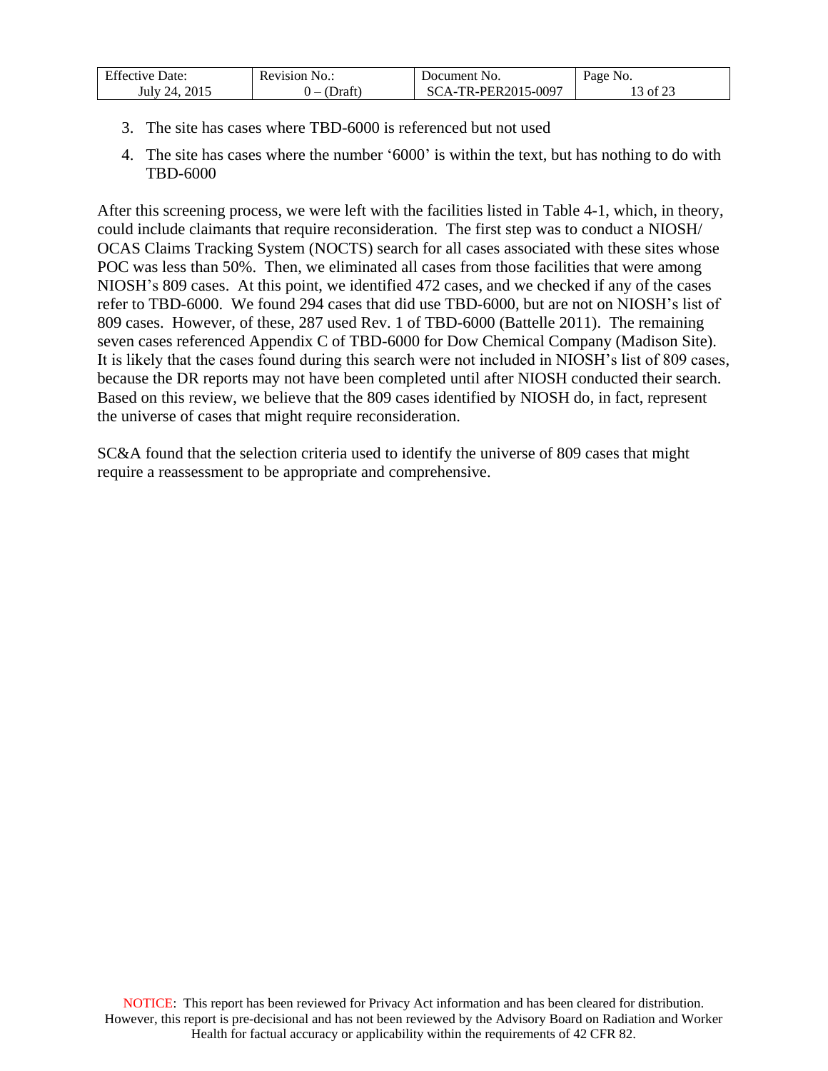3. The site has cases where TBD-6000 is referenced but not used
4. The site has cases where the number '6000' is within the text, but has nothing to do with TBD-6000

After this screening process, we were left with the facilities listed in Table 4-1, which, in theory, could include claimants that require reconsideration. The first step was to conduct a NIOSH/ OCAS Claims Tracking System (NOCTS) search for all cases associated with these sites whose POC was less than 50%. Then, we eliminated all cases from those facilities that were among NIOSH's 809 cases. At this point, we identified 472 cases, and we checked if any of the cases refer to TBD-6000. We found 294 cases that did use TBD-6000, but are not on NIOSH's list of 809 cases. However, of these, 287 used Rev. 1 of TBD-6000 (Battelle 2011). The remaining seven cases referenced Appendix C of TBD-6000 for Dow Chemical Company (Madison Site). It is likely that the cases found during this search were not included in NIOSH's list of 809 cases, because the DR reports may not have been completed until after NIOSH conducted their search. Based on this review, we believe that the 809 cases identified by NIOSH do, in fact, represent the universe of cases that might require reconsideration.

SC&A found that the selection criteria used to identify the universe of 809 cases that might require a reassessment to be appropriate and comprehensive.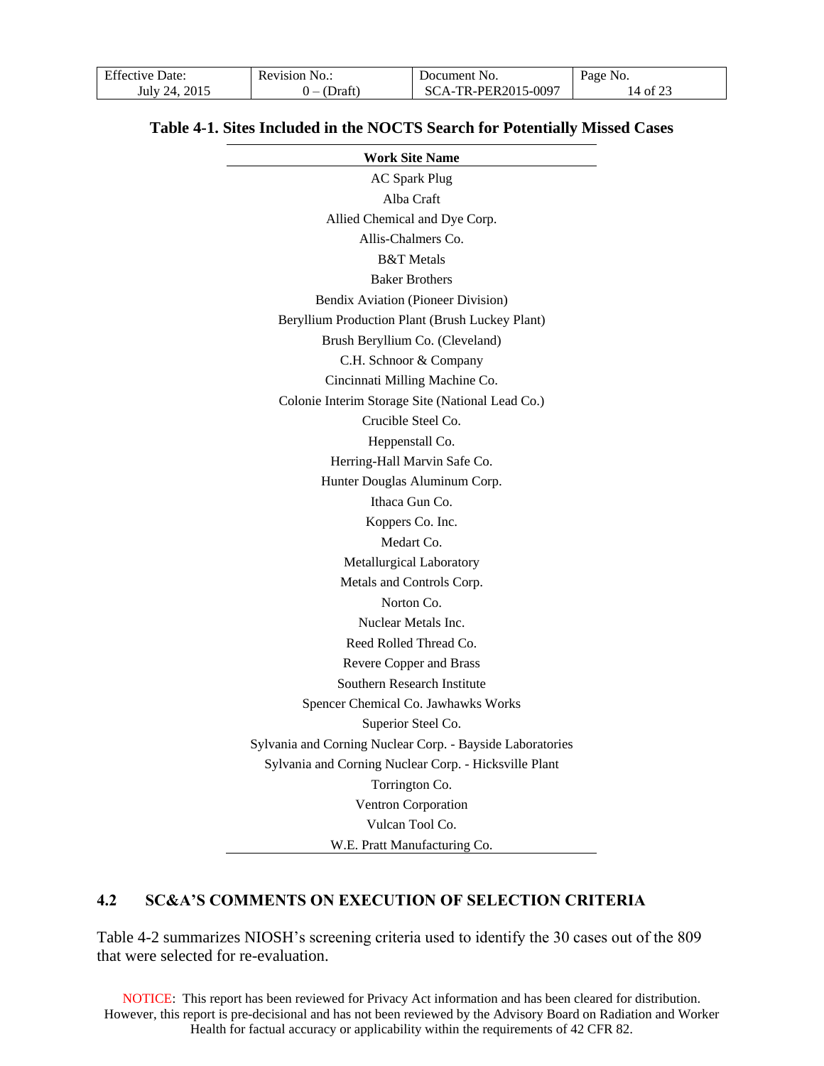**Table 4-1. Sites Included in the NOCTS Search for Potentially Missed Cases**

| Work Site Name |
|---|
| AC Spark Plug |
| Alba Craft |
| Allied Chemical and Dye Corp. |
| Allis-Chalmers Co. |
| B&T Metals |
| Baker Brothers |
| Bendix Aviation (Pioneer Division) |
| Beryllium Production Plant (Brush Luckey Plant) |
| Brush Beryllium Co. (Cleveland) |
| C.H. Schnoor & Company |
| Cincinnati Milling Machine Co. |
| Colonie Interim Storage Site (National Lead Co.) |
| Crucible Steel Co. |
| Heppenstall Co. |
| Herring-Hall Marvin Safe Co. |
| Hunter Douglas Aluminum Corp. |
| Ithaca Gun Co. |
| Koppers Co. Inc. |
| Medart Co. |
| Metallurgical Laboratory |
| Metals and Controls Corp. |
| Norton Co. |
| Nuclear Metals Inc. |
| Reed Rolled Thread Co. |
| Revere Copper and Brass |
| Southern Research Institute |
| Spencer Chemical Co. Jawhawks Works |
| Superior Steel Co. |
| Sylvania and Corning Nuclear Corp. - Bayside Laboratories |
| Sylvania and Corning Nuclear Corp. - Hicksville Plant |
| Torrington Co. |
| Ventron Corporation |
| Vulcan Tool Co. |
| W.E. Pratt Manufacturing Co. |

## 4.2 SC&A'S COMMENTS ON EXECUTION OF SELECTION CRITERIA

Table 4-2 summarizes NIOSH's screening criteria used to identify the 30 cases out of the 809 that were selected for re-evaluation.

NOTICE: This report has been reviewed for Privacy Act information and has been cleared for distribution. However, this report is pre-decisional and has not been reviewed by the Advisory Board on Radiation and Worker Health for factual accuracy or applicability within the requirements of 42 CFR 82.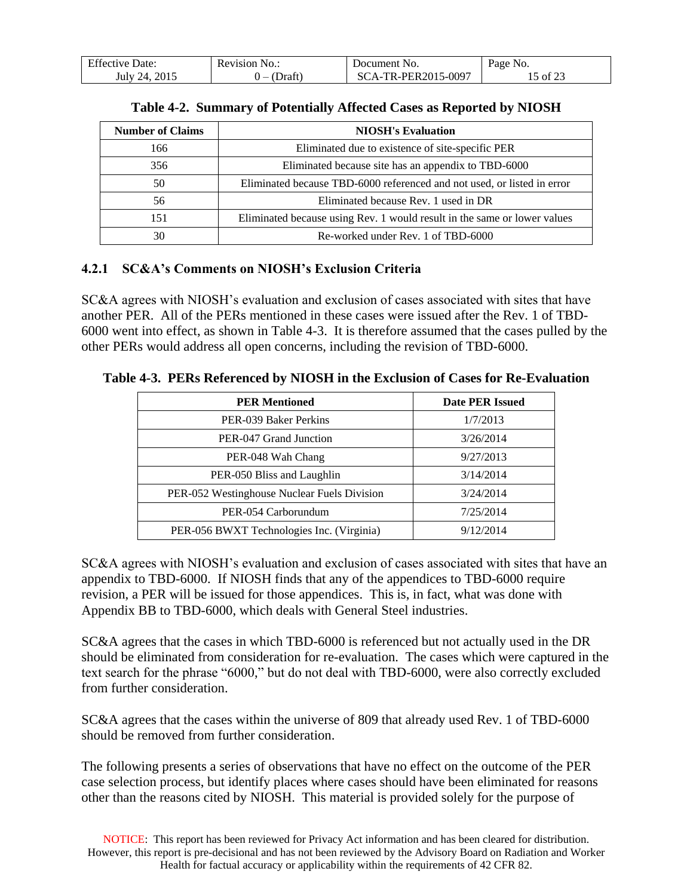**Table 4-2. Summary of Potentially Affected Cases as Reported by NIOSH**

| Number of Claims | NIOSH's Evaluation |
|---|---|
| 166 | Eliminated due to existence of site-specific PER |
| 356 | Eliminated because site has an appendix to TBD-6000 |
| 50 | Eliminated because TBD-6000 referenced and not used, or listed in error |
| 56 | Eliminated because Rev. 1 used in DR |
| 151 | Eliminated because using Rev. 1 would result in the same or lower values |
| 30 | Re-worked under Rev. 1 of TBD-6000 |

### 4.2.1 SC&A's Comments on NIOSH's Exclusion Criteria

SC&A agrees with NIOSH's evaluation and exclusion of cases associated with sites that have another PER. All of the PERs mentioned in these cases were issued after the Rev. 1 of TBD-6000 went into effect, as shown in Table 4-3. It is therefore assumed that the cases pulled by the other PERs would address all open concerns, including the revision of TBD-6000.

**Table 4-3. PERs Referenced by NIOSH in the Exclusion of Cases for Re-Evaluation**

| PER Mentioned | Date PER Issued |
|---|---|
| PER-039 Baker Perkins | 1/7/2013 |
| PER-047 Grand Junction | 3/26/2014 |
| PER-048 Wah Chang | 9/27/2013 |
| PER-050 Bliss and Laughlin | 3/14/2014 |
| PER-052 Westinghouse Nuclear Fuels Division | 3/24/2014 |
| PER-054 Carborundum | 7/25/2014 |
| PER-056 BWXT Technologies Inc. (Virginia) | 9/12/2014 |

SC&A agrees with NIOSH's evaluation and exclusion of cases associated with sites that have an appendix to TBD-6000. If NIOSH finds that any of the appendices to TBD-6000 require revision, a PER will be issued for those appendices. This is, in fact, what was done with Appendix BB to TBD-6000, which deals with General Steel industries.

SC&A agrees that the cases in which TBD-6000 is referenced but not actually used in the DR should be eliminated from consideration for re-evaluation. The cases which were captured in the text search for the phrase "6000," but do not deal with TBD-6000, were also correctly excluded from further consideration.

SC&A agrees that the cases within the universe of 809 that already used Rev. 1 of TBD-6000 should be removed from further consideration.

The following presents a series of observations that have no effect on the outcome of the PER case selection process, but identify places where cases should have been eliminated for reasons other than the reasons cited by NIOSH. This material is provided solely for the purpose of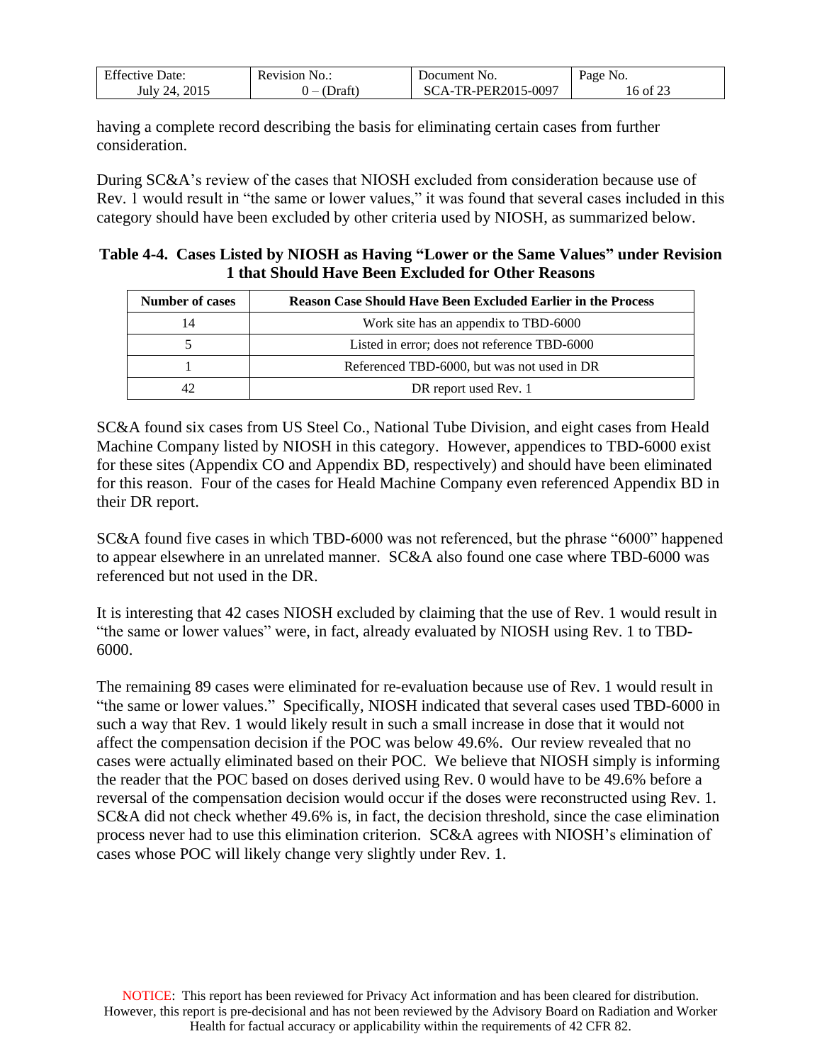having a complete record describing the basis for eliminating certain cases from further consideration.

During SC&A's review of the cases that NIOSH excluded from consideration because use of Rev. 1 would result in "the same or lower values," it was found that several cases included in this category should have been excluded by other criteria used by NIOSH, as summarized below.

**Table 4-4. Cases Listed by NIOSH as Having "Lower or the Same Values" under Revision 1 that Should Have Been Excluded for Other Reasons**

| Number of cases | Reason Case Should Have Been Excluded Earlier in the Process |
|---|---|
| 14 | Work site has an appendix to TBD-6000 |
| 5 | Listed in error; does not reference TBD-6000 |
| 1 | Referenced TBD-6000, but was not used in DR |
| 42 | DR report used Rev. 1 |

SC&A found six cases from US Steel Co., National Tube Division, and eight cases from Heald Machine Company listed by NIOSH in this category. However, appendices to TBD-6000 exist for these sites (Appendix CO and Appendix BD, respectively) and should have been eliminated for this reason. Four of the cases for Heald Machine Company even referenced Appendix BD in their DR report.

SC&A found five cases in which TBD-6000 was not referenced, but the phrase "6000" happened to appear elsewhere in an unrelated manner. SC&A also found one case where TBD-6000 was referenced but not used in the DR.

It is interesting that 42 cases NIOSH excluded by claiming that the use of Rev. 1 would result in "the same or lower values" were, in fact, already evaluated by NIOSH using Rev. 1 to TBD-6000.

The remaining 89 cases were eliminated for re-evaluation because use of Rev. 1 would result in "the same or lower values." Specifically, NIOSH indicated that several cases used TBD-6000 in such a way that Rev. 1 would likely result in such a small increase in dose that it would not affect the compensation decision if the POC was below 49.6%. Our review revealed that no cases were actually eliminated based on their POC. We believe that NIOSH simply is informing the reader that the POC based on doses derived using Rev. 0 would have to be 49.6% before a reversal of the compensation decision would occur if the doses were reconstructed using Rev. 1. SC&A did not check whether 49.6% is, in fact, the decision threshold, since the case elimination process never had to use this elimination criterion. SC&A agrees with NIOSH's elimination of cases whose POC will likely change very slightly under Rev. 1.

NOTICE: This report has been reviewed for Privacy Act information and has been cleared for distribution. However, this report is pre-decisional and has not been reviewed by the Advisory Board on Radiation and Worker Health for factual accuracy or applicability within the requirements of 42 CFR 82.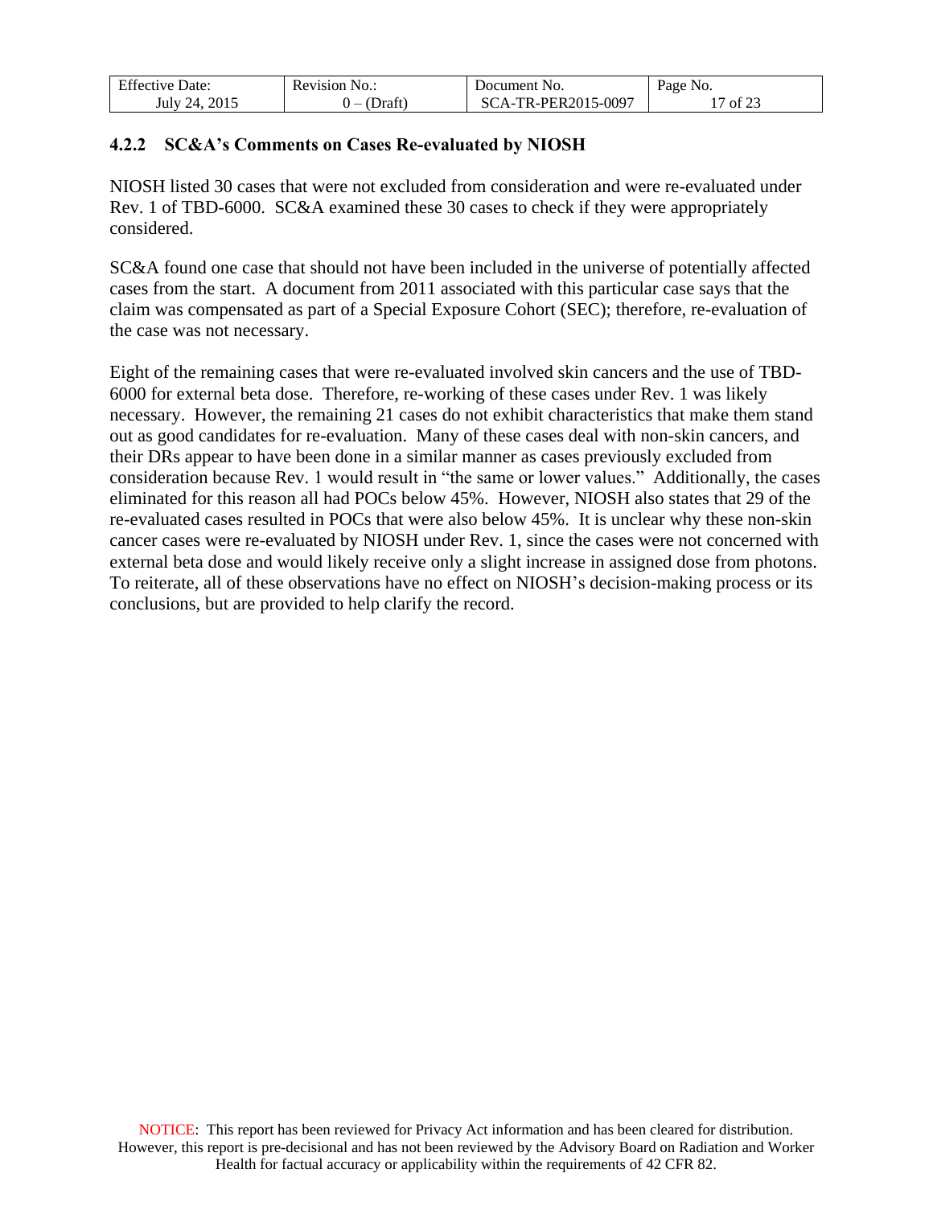### 4.2.2 SC&A's Comments on Cases Re-evaluated by NIOSH

NIOSH listed 30 cases that were not excluded from consideration and were re-evaluated under Rev. 1 of TBD-6000. SC&A examined these 30 cases to check if they were appropriately considered.

SC&A found one case that should not have been included in the universe of potentially affected cases from the start. A document from 2011 associated with this particular case says that the claim was compensated as part of a Special Exposure Cohort (SEC); therefore, re-evaluation of the case was not necessary.

Eight of the remaining cases that were re-evaluated involved skin cancers and the use of TBD-6000 for external beta dose. Therefore, re-working of these cases under Rev. 1 was likely necessary. However, the remaining 21 cases do not exhibit characteristics that make them stand out as good candidates for re-evaluation. Many of these cases deal with non-skin cancers, and their DRs appear to have been done in a similar manner as cases previously excluded from consideration because Rev. 1 would result in "the same or lower values." Additionally, the cases eliminated for this reason all had POCs below 45%. However, NIOSH also states that 29 of the re-evaluated cases resulted in POCs that were also below 45%. It is unclear why these non-skin cancer cases were re-evaluated by NIOSH under Rev. 1, since the cases were not concerned with external beta dose and would likely receive only a slight increase in assigned dose from photons. To reiterate, all of these observations have no effect on NIOSH's decision-making process or its conclusions, but are provided to help clarify the record.

NOTICE: This report has been reviewed for Privacy Act information and has been cleared for distribution. However, this report is pre-decisional and has not been reviewed by the Advisory Board on Radiation and Worker Health for factual accuracy or applicability within the requirements of 42 CFR 82.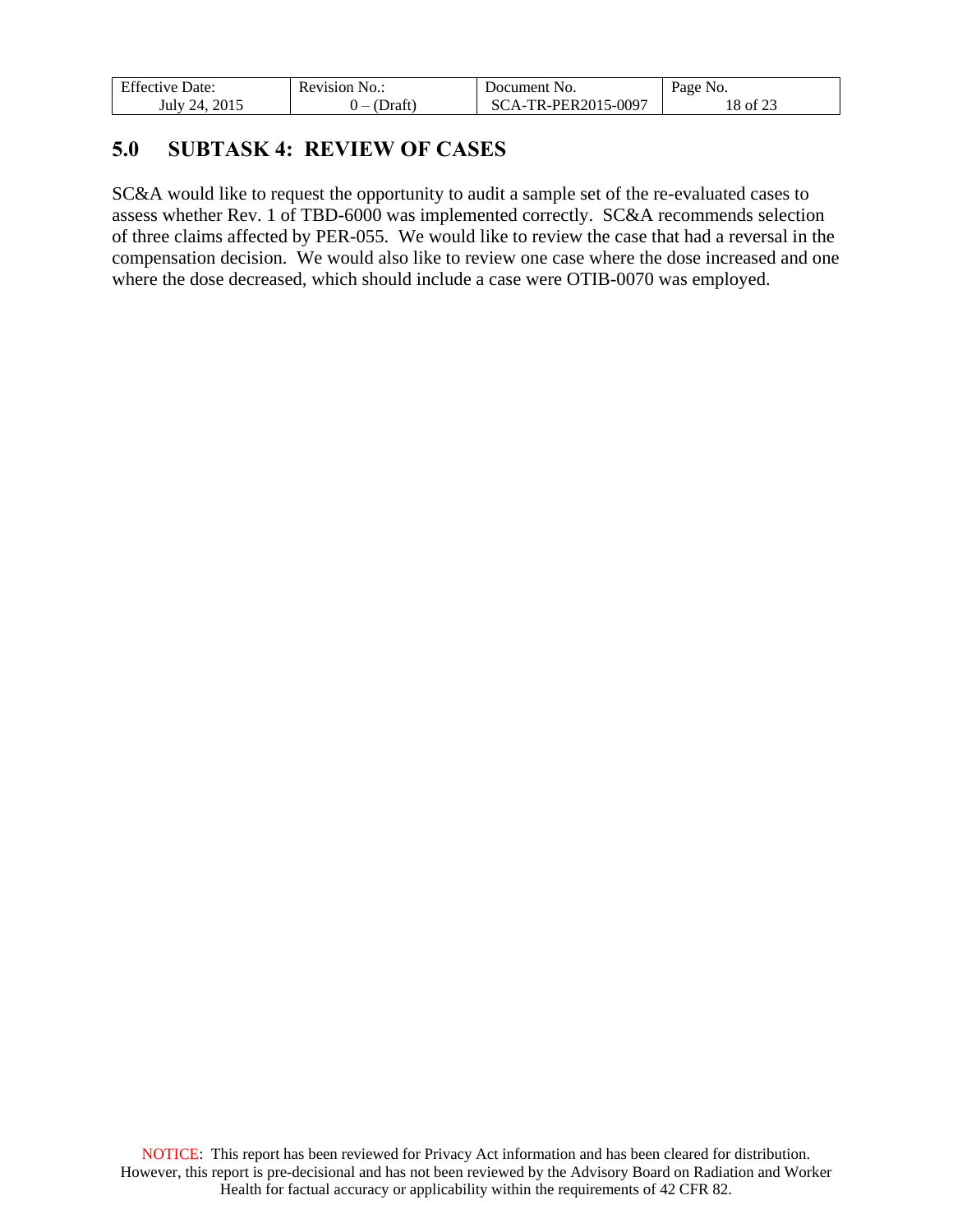## 5.0 SUBTASK 4: REVIEW OF CASES

SC&A would like to request the opportunity to audit a sample set of the re-evaluated cases to assess whether Rev. 1 of TBD-6000 was implemented correctly. SC&A recommends selection of three claims affected by PER-055. We would like to review the case that had a reversal in the compensation decision. We would also like to review one case where the dose increased and one where the dose decreased, which should include a case were OTIB-0070 was employed.

NOTICE: This report has been reviewed for Privacy Act information and has been cleared for distribution. However, this report is pre-decisional and has not been reviewed by the Advisory Board on Radiation and Worker Health for factual accuracy or applicability within the requirements of 42 CFR 82.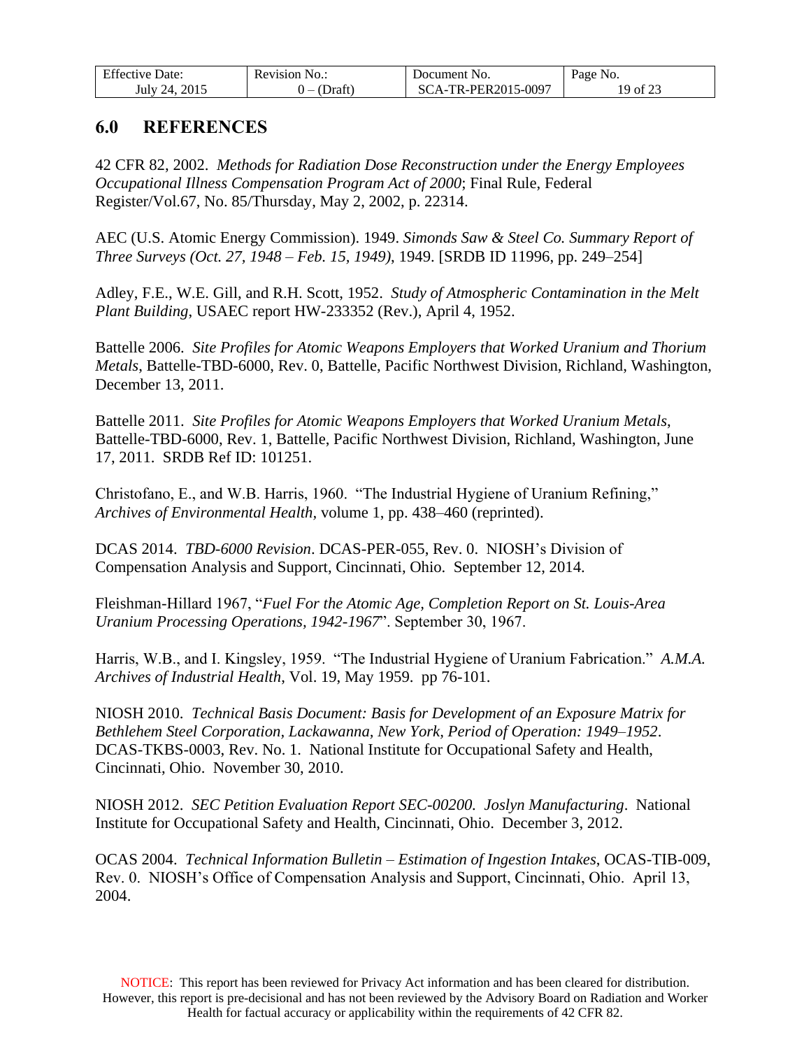## 6.0 REFERENCES

42 CFR 82, 2002. *Methods for Radiation Dose Reconstruction under the Energy Employees Occupational Illness Compensation Program Act of 2000*; Final Rule, Federal Register/Vol.67, No. 85/Thursday, May 2, 2002, p. 22314.

AEC (U.S. Atomic Energy Commission). 1949. *Simonds Saw & Steel Co. Summary Report of Three Surveys (Oct. 27, 1948 – Feb. 15, 1949)*, 1949. [SRDB ID 11996, pp. 249–254]

Adley, F.E., W.E. Gill, and R.H. Scott, 1952. *Study of Atmospheric Contamination in the Melt Plant Building*, USAEC report HW-233352 (Rev.), April 4, 1952.

Battelle 2006. *Site Profiles for Atomic Weapons Employers that Worked Uranium and Thorium Metals*, Battelle-TBD-6000, Rev. 0, Battelle, Pacific Northwest Division, Richland, Washington, December 13, 2011.

Battelle 2011. *Site Profiles for Atomic Weapons Employers that Worked Uranium Metals*, Battelle-TBD-6000, Rev. 1, Battelle, Pacific Northwest Division, Richland, Washington, June 17, 2011. SRDB Ref ID: 101251.

Christofano, E., and W.B. Harris, 1960. "The Industrial Hygiene of Uranium Refining," *Archives of Environmental Health*, volume 1, pp. 438–460 (reprinted).

DCAS 2014. *TBD-6000 Revision*. DCAS-PER-055, Rev. 0. NIOSH's Division of Compensation Analysis and Support, Cincinnati, Ohio. September 12, 2014.

Fleishman-Hillard 1967, "*Fuel For the Atomic Age, Completion Report on St. Louis-Area Uranium Processing Operations, 1942-1967*". September 30, 1967.

Harris, W.B., and I. Kingsley, 1959. "The Industrial Hygiene of Uranium Fabrication." *A.M.A. Archives of Industrial Health*, Vol. 19, May 1959. pp 76-101.

NIOSH 2010. *Technical Basis Document: Basis for Development of an Exposure Matrix for Bethlehem Steel Corporation, Lackawanna, New York, Period of Operation: 1949–1952*. DCAS-TKBS-0003, Rev. No. 1. National Institute for Occupational Safety and Health, Cincinnati, Ohio. November 30, 2010.

NIOSH 2012. *SEC Petition Evaluation Report SEC-00200. Joslyn Manufacturing*. National Institute for Occupational Safety and Health, Cincinnati, Ohio. December 3, 2012.

OCAS 2004. *Technical Information Bulletin – Estimation of Ingestion Intakes*, OCAS-TIB-009, Rev. 0. NIOSH's Office of Compensation Analysis and Support, Cincinnati, Ohio. April 13, 2004.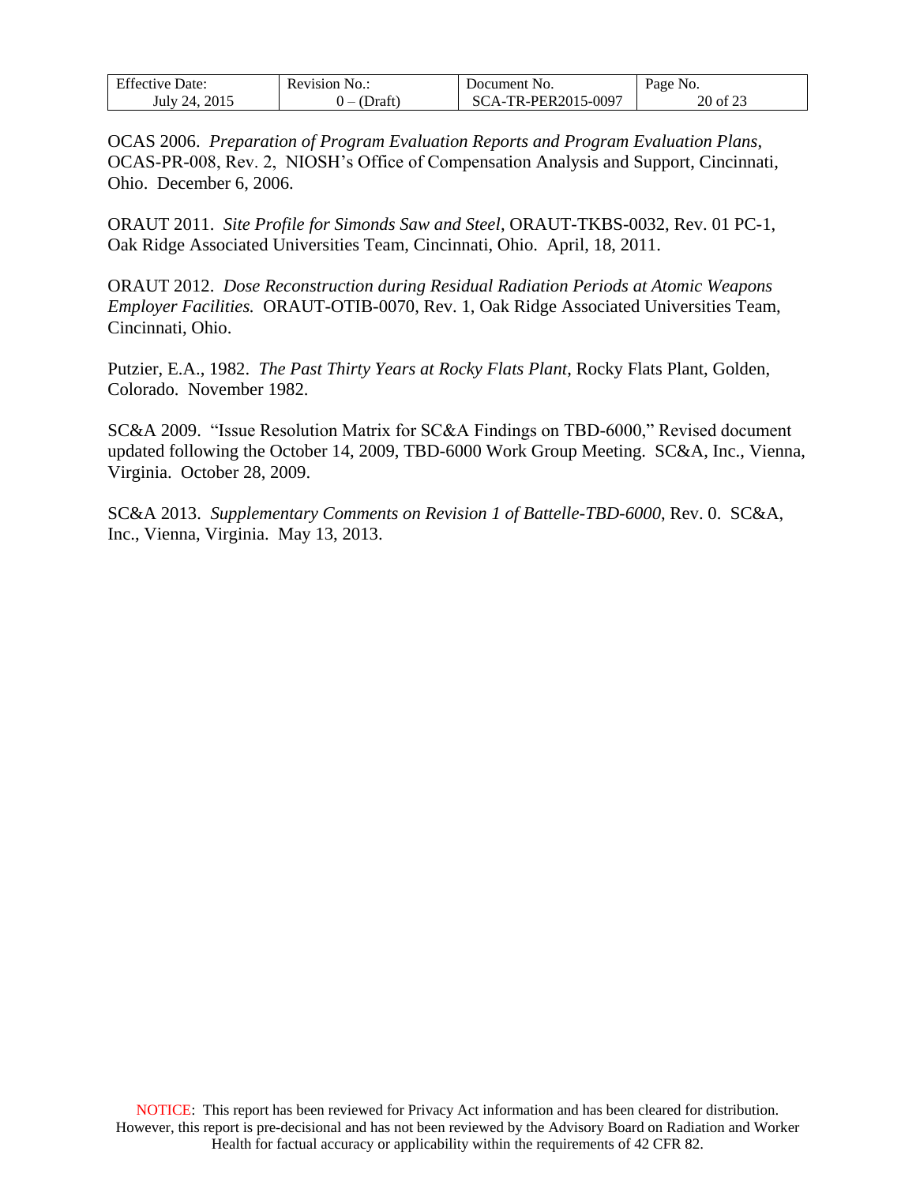OCAS 2006. *Preparation of Program Evaluation Reports and Program Evaluation Plans*, OCAS-PR-008, Rev. 2, NIOSH's Office of Compensation Analysis and Support, Cincinnati, Ohio. December 6, 2006.

ORAUT 2011. *Site Profile for Simonds Saw and Steel*, ORAUT-TKBS-0032, Rev. 01 PC-1, Oak Ridge Associated Universities Team, Cincinnati, Ohio. April, 18, 2011.

ORAUT 2012. *Dose Reconstruction during Residual Radiation Periods at Atomic Weapons Employer Facilities.* ORAUT-OTIB-0070, Rev. 1, Oak Ridge Associated Universities Team, Cincinnati, Ohio.

Putzier, E.A., 1982. *The Past Thirty Years at Rocky Flats Plant*, Rocky Flats Plant, Golden, Colorado. November 1982.

SC&A 2009. "Issue Resolution Matrix for SC&A Findings on TBD-6000," Revised document updated following the October 14, 2009, TBD-6000 Work Group Meeting. SC&A, Inc., Vienna, Virginia. October 28, 2009.

SC&A 2013. *Supplementary Comments on Revision 1 of Battelle-TBD-6000*, Rev. 0. SC&A, Inc., Vienna, Virginia. May 13, 2013.

NOTICE: This report has been reviewed for Privacy Act information and has been cleared for distribution. However, this report is pre-decisional and has not been reviewed by the Advisory Board on Radiation and Worker Health for factual accuracy or applicability within the requirements of 42 CFR 82.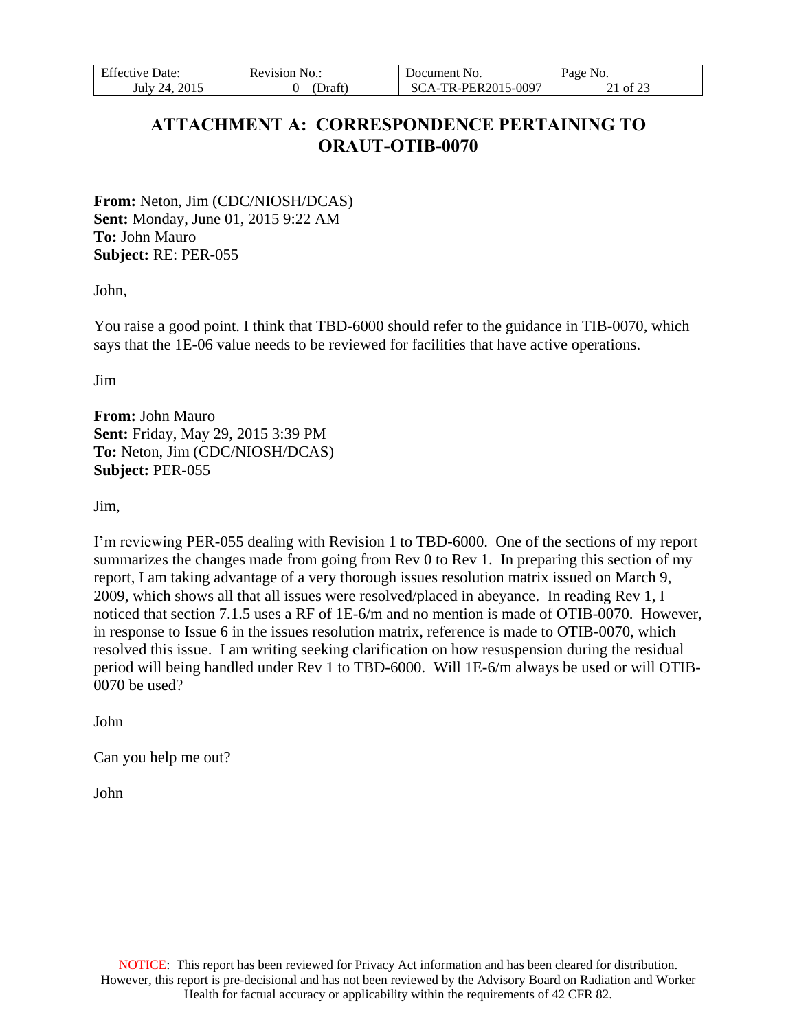# ATTACHMENT A: CORRESPONDENCE PERTAINING TO ORAUT-OTIB-0070

**From:** Neton, Jim (CDC/NIOSH/DCAS)
**Sent:** Monday, June 01, 2015 9:22 AM
**To:** John Mauro
**Subject:** RE: PER-055

John,

You raise a good point. I think that TBD-6000 should refer to the guidance in TIB-0070, which says that the 1E-06 value needs to be reviewed for facilities that have active operations.

Jim

**From:** John Mauro
**Sent:** Friday, May 29, 2015 3:39 PM
**To:** Neton, Jim (CDC/NIOSH/DCAS)
**Subject:** PER-055

Jim,

I'm reviewing PER-055 dealing with Revision 1 to TBD-6000. One of the sections of my report summarizes the changes made from going from Rev 0 to Rev 1. In preparing this section of my report, I am taking advantage of a very thorough issues resolution matrix issued on March 9, 2009, which shows all that all issues were resolved/placed in abeyance. In reading Rev 1, I noticed that section 7.1.5 uses a RF of 1E-6/m and no mention is made of OTIB-0070. However, in response to Issue 6 in the issues resolution matrix, reference is made to OTIB-0070, which resolved this issue. I am writing seeking clarification on how resuspension during the residual period will being handled under Rev 1 to TBD-6000. Will 1E-6/m always be used or will OTIB-0070 be used?

John

Can you help me out?

John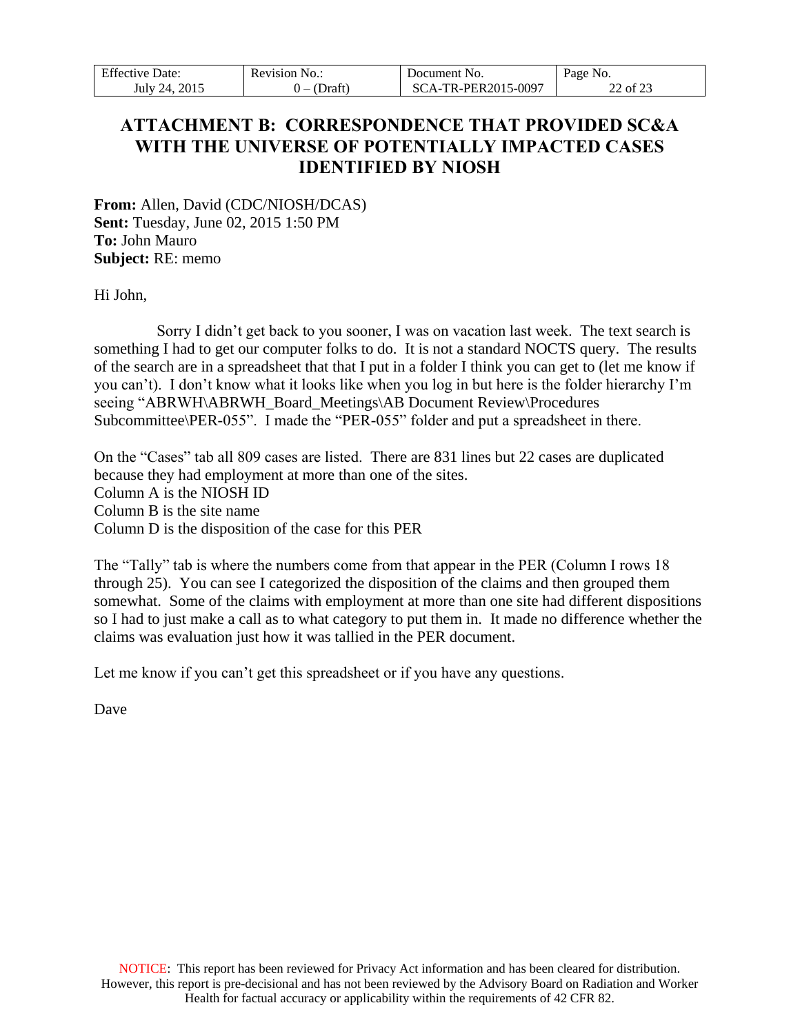# ATTACHMENT B: CORRESPONDENCE THAT PROVIDED SC&A WITH THE UNIVERSE OF POTENTIALLY IMPACTED CASES IDENTIFIED BY NIOSH

**From:** Allen, David (CDC/NIOSH/DCAS)
**Sent:** Tuesday, June 02, 2015 1:50 PM
**To:** John Mauro
**Subject:** RE: memo

Hi John,

Sorry I didn't get back to you sooner, I was on vacation last week. The text search is something I had to get our computer folks to do. It is not a standard NOCTS query. The results of the search are in a spreadsheet that that I put in a folder I think you can get to (let me know if you can't). I don't know what it looks like when you log in but here is the folder hierarchy I'm seeing "ABRWH\ABRWH_Board_Meetings\AB Document Review\Procedures Subcommittee\PER-055". I made the "PER-055" folder and put a spreadsheet in there.

On the "Cases" tab all 809 cases are listed. There are 831 lines but 22 cases are duplicated because they had employment at more than one of the sites.
Column A is the NIOSH ID
Column B is the site name
Column D is the disposition of the case for this PER

The "Tally" tab is where the numbers come from that appear in the PER (Column I rows 18 through 25). You can see I categorized the disposition of the claims and then grouped them somewhat. Some of the claims with employment at more than one site had different dispositions so I had to just make a call as to what category to put them in. It made no difference whether the claims was evaluation just how it was tallied in the PER document.

Let me know if you can't get this spreadsheet or if you have any questions.

Dave

NOTICE: This report has been reviewed for Privacy Act information and has been cleared for distribution. However, this report is pre-decisional and has not been reviewed by the Advisory Board on Radiation and Worker Health for factual accuracy or applicability within the requirements of 42 CFR 82.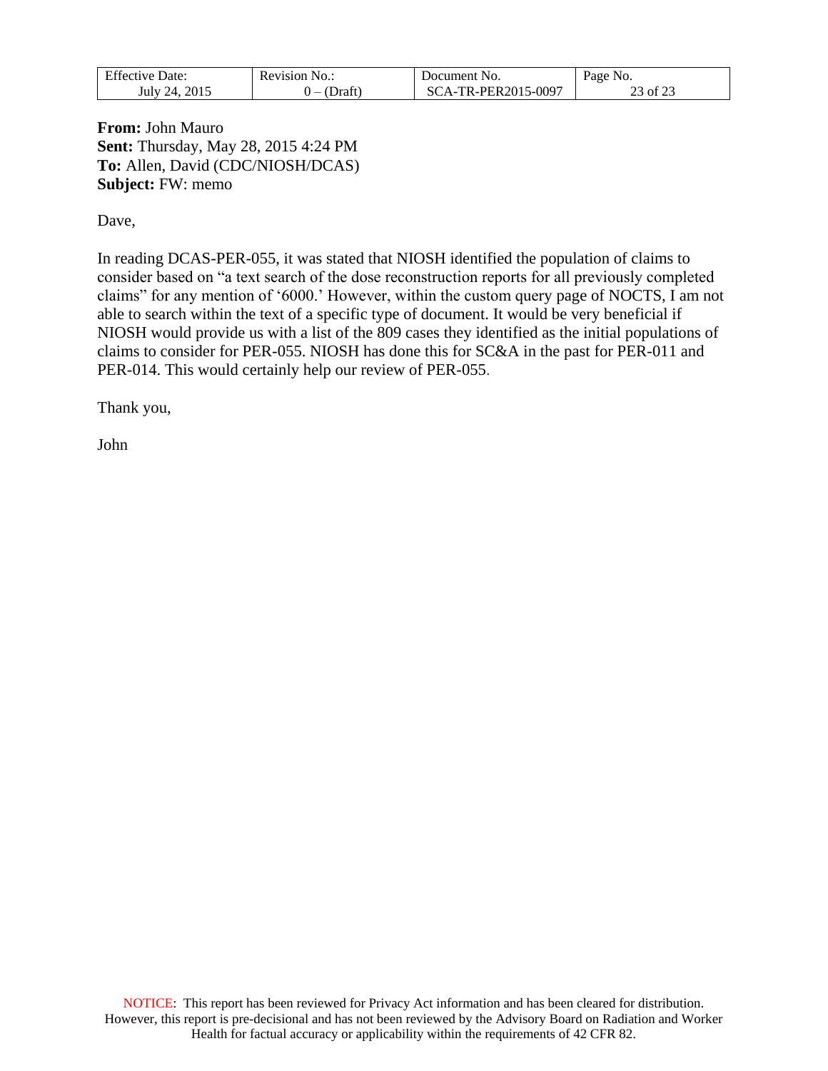**From:** John Mauro
**Sent:** Thursday, May 28, 2015 4:24 PM
**To:** Allen, David (CDC/NIOSH/DCAS)
**Subject:** FW: memo

Dave,

In reading DCAS-PER-055, it was stated that NIOSH identified the population of claims to consider based on "a text search of the dose reconstruction reports for all previously completed claims" for any mention of '6000.' However, within the custom query page of NOCTS, I am not able to search within the text of a specific type of document. It would be very beneficial if NIOSH would provide us with a list of the 809 cases they identified as the initial populations of claims to consider for PER-055. NIOSH has done this for SC&A in the past for PER-011 and PER-014. This would certainly help our review of PER-055.

Thank you,

John

NOTICE: This report has been reviewed for Privacy Act information and has been cleared for distribution. However, this report is pre-decisional and has not been reviewed by the Advisory Board on Radiation and Worker Health for factual accuracy or applicability within the requirements of 42 CFR 82.